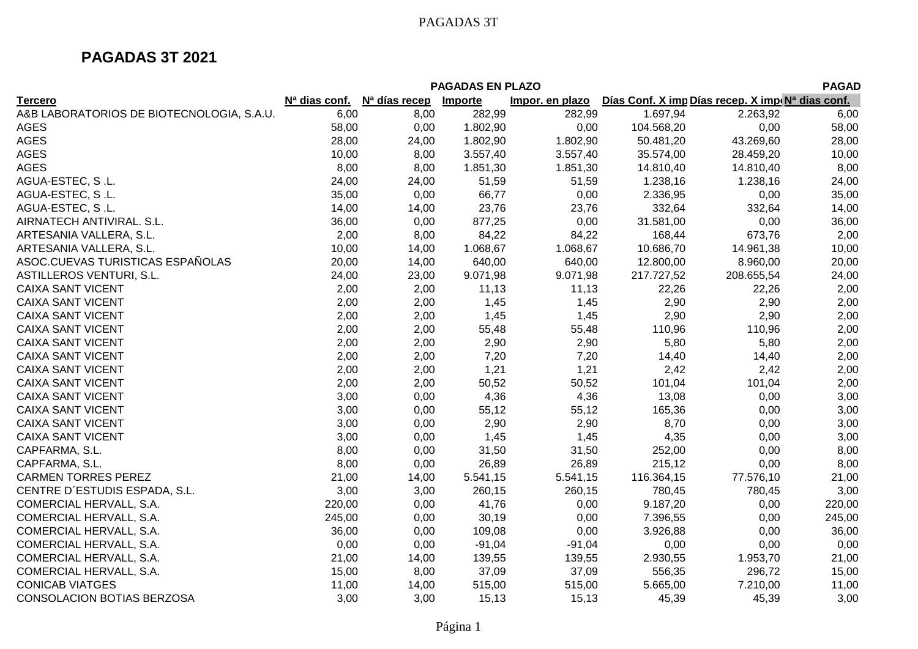## PAGADAS 3T 2021

| | PAGADAS EN PLAZO | | | | | | PAGAD |
|---|---|---|---|---|---|---|---|
| Tercero | Nª dias conf. | Nª días recep | Importe | Impor. en plazo | Días Conf. X imp | Días recep. X imp | Nª dias conf. |
| A&B LABORATORIOS DE BIOTECNOLOGIA, S.A.U. | 6,00 | 8,00 | 282,99 | 282,99 | 1.697,94 | 2.263,92 | 6,00 |
| AGES | 58,00 | 0,00 | 1.802,90 | 0,00 | 104.568,20 | 0,00 | 58,00 |
| AGES | 28,00 | 24,00 | 1.802,90 | 1.802,90 | 50.481,20 | 43.269,60 | 28,00 |
| AGES | 10,00 | 8,00 | 3.557,40 | 3.557,40 | 35.574,00 | 28.459,20 | 10,00 |
| AGES | 8,00 | 8,00 | 1.851,30 | 1.851,30 | 14.810,40 | 14.810,40 | 8,00 |
| AGUA-ESTEC, S .L. | 24,00 | 24,00 | 51,59 | 51,59 | 1.238,16 | 1.238,16 | 24,00 |
| AGUA-ESTEC, S .L. | 35,00 | 0,00 | 66,77 | 0,00 | 2.336,95 | 0,00 | 35,00 |
| AGUA-ESTEC, S .L. | 14,00 | 14,00 | 23,76 | 23,76 | 332,64 | 332,64 | 14,00 |
| AIRNATECH ANTIVIRAL. S.L. | 36,00 | 0,00 | 877,25 | 0,00 | 31.581,00 | 0,00 | 36,00 |
| ARTESANIA VALLERA, S.L. | 2,00 | 8,00 | 84,22 | 84,22 | 168,44 | 673,76 | 2,00 |
| ARTESANIA VALLERA, S.L. | 10,00 | 14,00 | 1.068,67 | 1.068,67 | 10.686,70 | 14.961,38 | 10,00 |
| ASOC.CUEVAS TURISTICAS ESPAÑOLAS | 20,00 | 14,00 | 640,00 | 640,00 | 12.800,00 | 8.960,00 | 20,00 |
| ASTILLEROS VENTURI, S.L. | 24,00 | 23,00 | 9.071,98 | 9.071,98 | 217.727,52 | 208.655,54 | 24,00 |
| CAIXA SANT VICENT | 2,00 | 2,00 | 11,13 | 11,13 | 22,26 | 22,26 | 2,00 |
| CAIXA SANT VICENT | 2,00 | 2,00 | 1,45 | 1,45 | 2,90 | 2,90 | 2,00 |
| CAIXA SANT VICENT | 2,00 | 2,00 | 1,45 | 1,45 | 2,90 | 2,90 | 2,00 |
| CAIXA SANT VICENT | 2,00 | 2,00 | 55,48 | 55,48 | 110,96 | 110,96 | 2,00 |
| CAIXA SANT VICENT | 2,00 | 2,00 | 2,90 | 2,90 | 5,80 | 5,80 | 2,00 |
| CAIXA SANT VICENT | 2,00 | 2,00 | 7,20 | 7,20 | 14,40 | 14,40 | 2,00 |
| CAIXA SANT VICENT | 2,00 | 2,00 | 1,21 | 1,21 | 2,42 | 2,42 | 2,00 |
| CAIXA SANT VICENT | 2,00 | 2,00 | 50,52 | 50,52 | 101,04 | 101,04 | 2,00 |
| CAIXA SANT VICENT | 3,00 | 0,00 | 4,36 | 4,36 | 13,08 | 0,00 | 3,00 |
| CAIXA SANT VICENT | 3,00 | 0,00 | 55,12 | 55,12 | 165,36 | 0,00 | 3,00 |
| CAIXA SANT VICENT | 3,00 | 0,00 | 2,90 | 2,90 | 8,70 | 0,00 | 3,00 |
| CAIXA SANT VICENT | 3,00 | 0,00 | 1,45 | 1,45 | 4,35 | 0,00 | 3,00 |
| CAPFARMA, S.L. | 8,00 | 0,00 | 31,50 | 31,50 | 252,00 | 0,00 | 8,00 |
| CAPFARMA, S.L. | 8,00 | 0,00 | 26,89 | 26,89 | 215,12 | 0,00 | 8,00 |
| CARMEN TORRES PEREZ | 21,00 | 14,00 | 5.541,15 | 5.541,15 | 116.364,15 | 77.576,10 | 21,00 |
| CENTRE D´ESTUDIS ESPADA, S.L. | 3,00 | 3,00 | 260,15 | 260,15 | 780,45 | 780,45 | 3,00 |
| COMERCIAL HERVALL, S.A. | 220,00 | 0,00 | 41,76 | 0,00 | 9.187,20 | 0,00 | 220,00 |
| COMERCIAL HERVALL, S.A. | 245,00 | 0,00 | 30,19 | 0,00 | 7.396,55 | 0,00 | 245,00 |
| COMERCIAL HERVALL, S.A. | 36,00 | 0,00 | 109,08 | 0,00 | 3.926,88 | 0,00 | 36,00 |
| COMERCIAL HERVALL, S.A. | 0,00 | 0,00 | -91,04 | -91,04 | 0,00 | 0,00 | 0,00 |
| COMERCIAL HERVALL, S.A. | 21,00 | 14,00 | 139,55 | 139,55 | 2.930,55 | 1.953,70 | 21,00 |
| COMERCIAL HERVALL, S.A. | 15,00 | 8,00 | 37,09 | 37,09 | 556,35 | 296,72 | 15,00 |
| CONICAB VIATGES | 11,00 | 14,00 | 515,00 | 515,00 | 5.665,00 | 7.210,00 | 11,00 |
| CONSOLACION BOTIAS BERZOSA | 3,00 | 3,00 | 15,13 | 15,13 | 45,39 | 45,39 | 3,00 |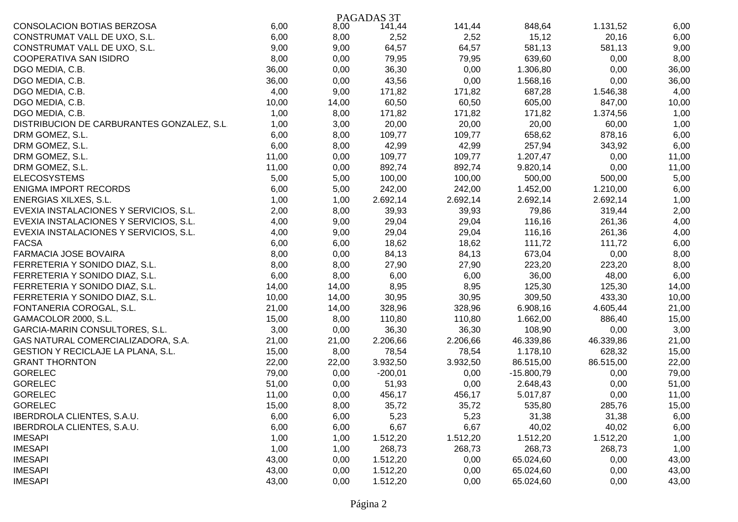PAGADAS 3T

| | | | | | | | |
|---|---|---|---|---|---|---|---|
| CONSOLACION BOTIAS BERZOSA | 6,00 | 8,00 | 141,44 | 141,44 | 848,64 | 1.131,52 | 6,00 |
| CONSTRUMAT VALL DE UXO, S.L. | 6,00 | 8,00 | 2,52 | 2,52 | 15,12 | 20,16 | 6,00 |
| CONSTRUMAT VALL DE UXO, S.L. | 9,00 | 9,00 | 64,57 | 64,57 | 581,13 | 581,13 | 9,00 |
| COOPERATIVA SAN ISIDRO | 8,00 | 0,00 | 79,95 | 79,95 | 639,60 | 0,00 | 8,00 |
| DGO MEDIA, C.B. | 36,00 | 0,00 | 36,30 | 0,00 | 1.306,80 | 0,00 | 36,00 |
| DGO MEDIA, C.B. | 36,00 | 0,00 | 43,56 | 0,00 | 1.568,16 | 0,00 | 36,00 |
| DGO MEDIA, C.B. | 4,00 | 9,00 | 171,82 | 171,82 | 687,28 | 1.546,38 | 4,00 |
| DGO MEDIA, C.B. | 10,00 | 14,00 | 60,50 | 60,50 | 605,00 | 847,00 | 10,00 |
| DGO MEDIA, C.B. | 1,00 | 8,00 | 171,82 | 171,82 | 171,82 | 1.374,56 | 1,00 |
| DISTRIBUCION DE CARBURANTES GONZALEZ, S.L. | 1,00 | 3,00 | 20,00 | 20,00 | 20,00 | 60,00 | 1,00 |
| DRM GOMEZ, S.L. | 6,00 | 8,00 | 109,77 | 109,77 | 658,62 | 878,16 | 6,00 |
| DRM GOMEZ, S.L. | 6,00 | 8,00 | 42,99 | 42,99 | 257,94 | 343,92 | 6,00 |
| DRM GOMEZ, S.L. | 11,00 | 0,00 | 109,77 | 109,77 | 1.207,47 | 0,00 | 11,00 |
| DRM GOMEZ, S.L. | 11,00 | 0,00 | 892,74 | 892,74 | 9.820,14 | 0,00 | 11,00 |
| ELECOSYSTEMS | 5,00 | 5,00 | 100,00 | 100,00 | 500,00 | 500,00 | 5,00 |
| ENIGMA IMPORT RECORDS | 6,00 | 5,00 | 242,00 | 242,00 | 1.452,00 | 1.210,00 | 6,00 |
| ENERGIAS XILXES, S.L. | 1,00 | 1,00 | 2.692,14 | 2.692,14 | 2.692,14 | 2.692,14 | 1,00 |
| EVEXIA INSTALACIONES Y SERVICIOS, S.L. | 2,00 | 8,00 | 39,93 | 39,93 | 79,86 | 319,44 | 2,00 |
| EVEXIA INSTALACIONES Y SERVICIOS, S.L. | 4,00 | 9,00 | 29,04 | 29,04 | 116,16 | 261,36 | 4,00 |
| EVEXIA INSTALACIONES Y SERVICIOS, S.L. | 4,00 | 9,00 | 29,04 | 29,04 | 116,16 | 261,36 | 4,00 |
| FACSA | 6,00 | 6,00 | 18,62 | 18,62 | 111,72 | 111,72 | 6,00 |
| FARMACIA JOSE BOVAIRA | 8,00 | 0,00 | 84,13 | 84,13 | 673,04 | 0,00 | 8,00 |
| FERRETERIA Y SONIDO DIAZ, S.L. | 8,00 | 8,00 | 27,90 | 27,90 | 223,20 | 223,20 | 8,00 |
| FERRETERIA Y SONIDO DIAZ, S.L. | 6,00 | 8,00 | 6,00 | 6,00 | 36,00 | 48,00 | 6,00 |
| FERRETERIA Y SONIDO DIAZ, S.L. | 14,00 | 14,00 | 8,95 | 8,95 | 125,30 | 125,30 | 14,00 |
| FERRETERIA Y SONIDO DIAZ, S.L. | 10,00 | 14,00 | 30,95 | 30,95 | 309,50 | 433,30 | 10,00 |
| FONTANERIA COROGAL, S.L. | 21,00 | 14,00 | 328,96 | 328,96 | 6.908,16 | 4.605,44 | 21,00 |
| GAMACOLOR 2000, S.L. | 15,00 | 8,00 | 110,80 | 110,80 | 1.662,00 | 886,40 | 15,00 |
| GARCIA-MARIN CONSULTORES, S.L. | 3,00 | 0,00 | 36,30 | 36,30 | 108,90 | 0,00 | 3,00 |
| GAS NATURAL COMERCIALIZADORA, S.A. | 21,00 | 21,00 | 2.206,66 | 2.206,66 | 46.339,86 | 46.339,86 | 21,00 |
| GESTION Y RECICLAJE LA PLANA, S.L. | 15,00 | 8,00 | 78,54 | 78,54 | 1.178,10 | 628,32 | 15,00 |
| GRANT THORNTON | 22,00 | 22,00 | 3.932,50 | 3.932,50 | 86.515,00 | 86.515,00 | 22,00 |
| GORELEC | 79,00 | 0,00 | -200,01 | 0,00 | -15.800,79 | 0,00 | 79,00 |
| GORELEC | 51,00 | 0,00 | 51,93 | 0,00 | 2.648,43 | 0,00 | 51,00 |
| GORELEC | 11,00 | 0,00 | 456,17 | 456,17 | 5.017,87 | 0,00 | 11,00 |
| GORELEC | 15,00 | 8,00 | 35,72 | 35,72 | 535,80 | 285,76 | 15,00 |
| IBERDROLA CLIENTES, S.A.U. | 6,00 | 6,00 | 5,23 | 5,23 | 31,38 | 31,38 | 6,00 |
| IBERDROLA CLIENTES, S.A.U. | 6,00 | 6,00 | 6,67 | 6,67 | 40,02 | 40,02 | 6,00 |
| IMESAPI | 1,00 | 1,00 | 1.512,20 | 1.512,20 | 1.512,20 | 1.512,20 | 1,00 |
| IMESAPI | 1,00 | 1,00 | 268,73 | 268,73 | 268,73 | 268,73 | 1,00 |
| IMESAPI | 43,00 | 0,00 | 1.512,20 | 0,00 | 65.024,60 | 0,00 | 43,00 |
| IMESAPI | 43,00 | 0,00 | 1.512,20 | 0,00 | 65.024,60 | 0,00 | 43,00 |
| IMESAPI | 43,00 | 0,00 | 1.512,20 | 0,00 | 65.024,60 | 0,00 | 43,00 |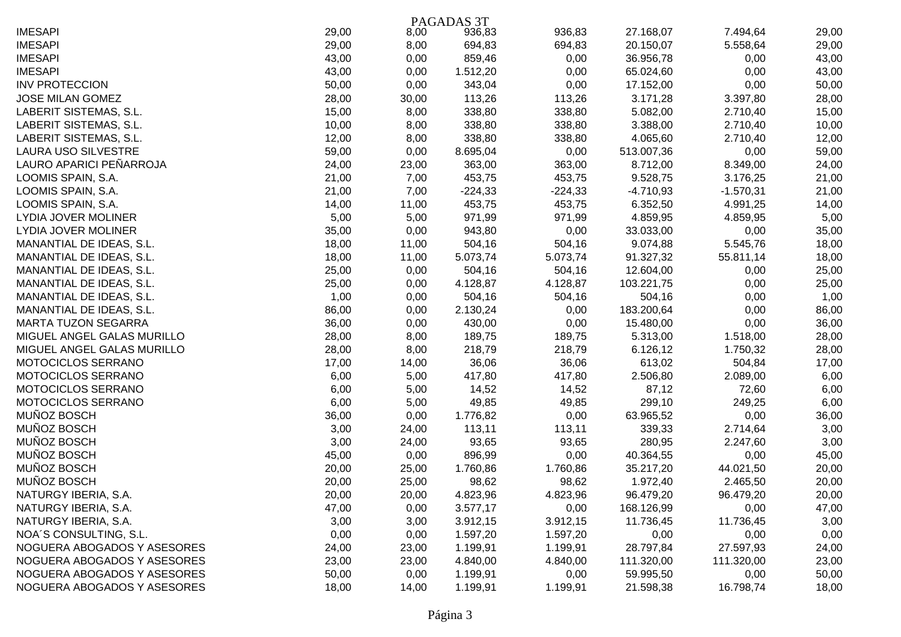PAGADAS 3T

| | | | | | | | |
|---|---|---|---|---|---|---|---|
| IMESAPI | 29,00 | 8,00 | 936,83 | 936,83 | 27.168,07 | 7.494,64 | 29,00 |
| IMESAPI | 29,00 | 8,00 | 694,83 | 694,83 | 20.150,07 | 5.558,64 | 29,00 |
| IMESAPI | 43,00 | 0,00 | 859,46 | 0,00 | 36.956,78 | 0,00 | 43,00 |
| IMESAPI | 43,00 | 0,00 | 1.512,20 | 0,00 | 65.024,60 | 0,00 | 43,00 |
| INV PROTECCION | 50,00 | 0,00 | 343,04 | 0,00 | 17.152,00 | 0,00 | 50,00 |
| JOSE MILAN GOMEZ | 28,00 | 30,00 | 113,26 | 113,26 | 3.171,28 | 3.397,80 | 28,00 |
| LABERIT SISTEMAS, S.L. | 15,00 | 8,00 | 338,80 | 338,80 | 5.082,00 | 2.710,40 | 15,00 |
| LABERIT SISTEMAS, S.L. | 10,00 | 8,00 | 338,80 | 338,80 | 3.388,00 | 2.710,40 | 10,00 |
| LABERIT SISTEMAS, S.L. | 12,00 | 8,00 | 338,80 | 338,80 | 4.065,60 | 2.710,40 | 12,00 |
| LAURA USO SILVESTRE | 59,00 | 0,00 | 8.695,04 | 0,00 | 513.007,36 | 0,00 | 59,00 |
| LAURO APARICI PEÑARROJA | 24,00 | 23,00 | 363,00 | 363,00 | 8.712,00 | 8.349,00 | 24,00 |
| LOOMIS SPAIN, S.A. | 21,00 | 7,00 | 453,75 | 453,75 | 9.528,75 | 3.176,25 | 21,00 |
| LOOMIS SPAIN, S.A. | 21,00 | 7,00 | -224,33 | -224,33 | -4.710,93 | -1.570,31 | 21,00 |
| LOOMIS SPAIN, S.A. | 14,00 | 11,00 | 453,75 | 453,75 | 6.352,50 | 4.991,25 | 14,00 |
| LYDIA JOVER MOLINER | 5,00 | 5,00 | 971,99 | 971,99 | 4.859,95 | 4.859,95 | 5,00 |
| LYDIA JOVER MOLINER | 35,00 | 0,00 | 943,80 | 0,00 | 33.033,00 | 0,00 | 35,00 |
| MANANTIAL DE IDEAS, S.L. | 18,00 | 11,00 | 504,16 | 504,16 | 9.074,88 | 5.545,76 | 18,00 |
| MANANTIAL DE IDEAS, S.L. | 18,00 | 11,00 | 5.073,74 | 5.073,74 | 91.327,32 | 55.811,14 | 18,00 |
| MANANTIAL DE IDEAS, S.L. | 25,00 | 0,00 | 504,16 | 504,16 | 12.604,00 | 0,00 | 25,00 |
| MANANTIAL DE IDEAS, S.L. | 25,00 | 0,00 | 4.128,87 | 4.128,87 | 103.221,75 | 0,00 | 25,00 |
| MANANTIAL DE IDEAS, S.L. | 1,00 | 0,00 | 504,16 | 504,16 | 504,16 | 0,00 | 1,00 |
| MANANTIAL DE IDEAS, S.L. | 86,00 | 0,00 | 2.130,24 | 0,00 | 183.200,64 | 0,00 | 86,00 |
| MARTA TUZON SEGARRA | 36,00 | 0,00 | 430,00 | 0,00 | 15.480,00 | 0,00 | 36,00 |
| MIGUEL ANGEL GALAS MURILLO | 28,00 | 8,00 | 189,75 | 189,75 | 5.313,00 | 1.518,00 | 28,00 |
| MIGUEL ANGEL GALAS MURILLO | 28,00 | 8,00 | 218,79 | 218,79 | 6.126,12 | 1.750,32 | 28,00 |
| MOTOCICLOS SERRANO | 17,00 | 14,00 | 36,06 | 36,06 | 613,02 | 504,84 | 17,00 |
| MOTOCICLOS SERRANO | 6,00 | 5,00 | 417,80 | 417,80 | 2.506,80 | 2.089,00 | 6,00 |
| MOTOCICLOS SERRANO | 6,00 | 5,00 | 14,52 | 14,52 | 87,12 | 72,60 | 6,00 |
| MOTOCICLOS SERRANO | 6,00 | 5,00 | 49,85 | 49,85 | 299,10 | 249,25 | 6,00 |
| MUÑOZ BOSCH | 36,00 | 0,00 | 1.776,82 | 0,00 | 63.965,52 | 0,00 | 36,00 |
| MUÑOZ BOSCH | 3,00 | 24,00 | 113,11 | 113,11 | 339,33 | 2.714,64 | 3,00 |
| MUÑOZ BOSCH | 3,00 | 24,00 | 93,65 | 93,65 | 280,95 | 2.247,60 | 3,00 |
| MUÑOZ BOSCH | 45,00 | 0,00 | 896,99 | 0,00 | 40.364,55 | 0,00 | 45,00 |
| MUÑOZ BOSCH | 20,00 | 25,00 | 1.760,86 | 1.760,86 | 35.217,20 | 44.021,50 | 20,00 |
| MUÑOZ BOSCH | 20,00 | 25,00 | 98,62 | 98,62 | 1.972,40 | 2.465,50 | 20,00 |
| NATURGY IBERIA, S.A. | 20,00 | 20,00 | 4.823,96 | 4.823,96 | 96.479,20 | 96.479,20 | 20,00 |
| NATURGY IBERIA, S.A. | 47,00 | 0,00 | 3.577,17 | 0,00 | 168.126,99 | 0,00 | 47,00 |
| NATURGY IBERIA, S.A. | 3,00 | 3,00 | 3.912,15 | 3.912,15 | 11.736,45 | 11.736,45 | 3,00 |
| NOA´S CONSULTING, S.L. | 0,00 | 0,00 | 1.597,20 | 1.597,20 | 0,00 | 0,00 | 0,00 |
| NOGUERA ABOGADOS Y ASESORES | 24,00 | 23,00 | 1.199,91 | 1.199,91 | 28.797,84 | 27.597,93 | 24,00 |
| NOGUERA ABOGADOS Y ASESORES | 23,00 | 23,00 | 4.840,00 | 4.840,00 | 111.320,00 | 111.320,00 | 23,00 |
| NOGUERA ABOGADOS Y ASESORES | 50,00 | 0,00 | 1.199,91 | 0,00 | 59.995,50 | 0,00 | 50,00 |
| NOGUERA ABOGADOS Y ASESORES | 18,00 | 14,00 | 1.199,91 | 1.199,91 | 21.598,38 | 16.798,74 | 18,00 |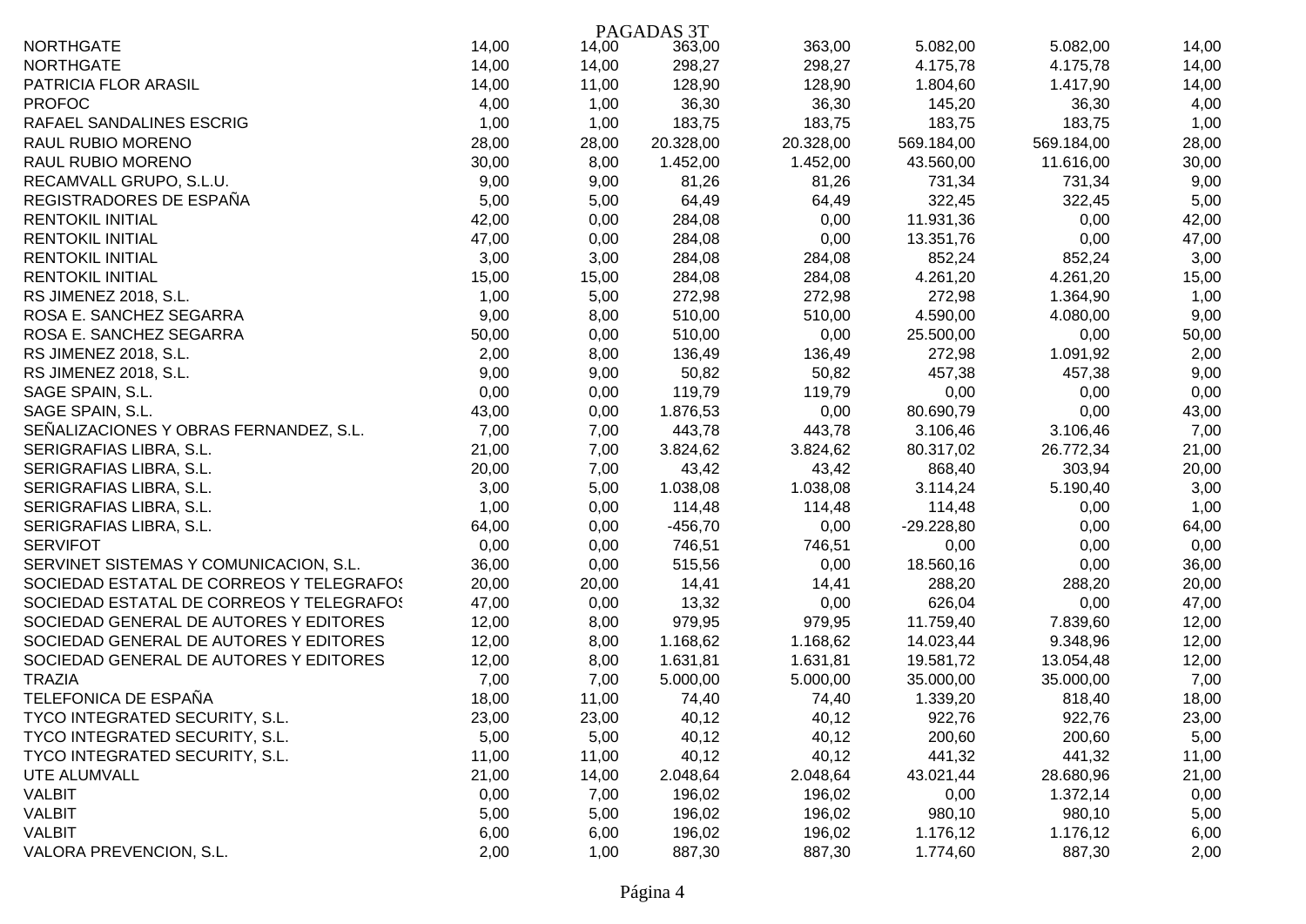PAGADAS 3T

| | | | | | | | |
|---|---|---|---|---|---|---|---|
| NORTHGATE | 14,00 | 14,00 | 363,00 | 363,00 | 5.082,00 | 5.082,00 | 14,00 |
| NORTHGATE | 14,00 | 14,00 | 298,27 | 298,27 | 4.175,78 | 4.175,78 | 14,00 |
| PATRICIA FLOR ARASIL | 14,00 | 11,00 | 128,90 | 128,90 | 1.804,60 | 1.417,90 | 14,00 |
| PROFOC | 4,00 | 1,00 | 36,30 | 36,30 | 145,20 | 36,30 | 4,00 |
| RAFAEL SANDALINES ESCRIG | 1,00 | 1,00 | 183,75 | 183,75 | 183,75 | 183,75 | 1,00 |
| RAUL RUBIO MORENO | 28,00 | 28,00 | 20.328,00 | 20.328,00 | 569.184,00 | 569.184,00 | 28,00 |
| RAUL RUBIO MORENO | 30,00 | 8,00 | 1.452,00 | 1.452,00 | 43.560,00 | 11.616,00 | 30,00 |
| RECAMVALL GRUPO, S.L.U. | 9,00 | 9,00 | 81,26 | 81,26 | 731,34 | 731,34 | 9,00 |
| REGISTRADORES DE ESPAÑA | 5,00 | 5,00 | 64,49 | 64,49 | 322,45 | 322,45 | 5,00 |
| RENTOKIL INITIAL | 42,00 | 0,00 | 284,08 | 0,00 | 11.931,36 | 0,00 | 42,00 |
| RENTOKIL INITIAL | 47,00 | 0,00 | 284,08 | 0,00 | 13.351,76 | 0,00 | 47,00 |
| RENTOKIL INITIAL | 3,00 | 3,00 | 284,08 | 284,08 | 852,24 | 852,24 | 3,00 |
| RENTOKIL INITIAL | 15,00 | 15,00 | 284,08 | 284,08 | 4.261,20 | 4.261,20 | 15,00 |
| RS JIMENEZ 2018, S.L. | 1,00 | 5,00 | 272,98 | 272,98 | 272,98 | 1.364,90 | 1,00 |
| ROSA E. SANCHEZ SEGARRA | 9,00 | 8,00 | 510,00 | 510,00 | 4.590,00 | 4.080,00 | 9,00 |
| ROSA E. SANCHEZ SEGARRA | 50,00 | 0,00 | 510,00 | 0,00 | 25.500,00 | 0,00 | 50,00 |
| RS JIMENEZ 2018, S.L. | 2,00 | 8,00 | 136,49 | 136,49 | 272,98 | 1.091,92 | 2,00 |
| RS JIMENEZ 2018, S.L. | 9,00 | 9,00 | 50,82 | 50,82 | 457,38 | 457,38 | 9,00 |
| SAGE SPAIN, S.L. | 0,00 | 0,00 | 119,79 | 119,79 | 0,00 | 0,00 | 0,00 |
| SAGE SPAIN, S.L. | 43,00 | 0,00 | 1.876,53 | 0,00 | 80.690,79 | 0,00 | 43,00 |
| SEÑALIZACIONES Y OBRAS FERNANDEZ, S.L. | 7,00 | 7,00 | 443,78 | 443,78 | 3.106,46 | 3.106,46 | 7,00 |
| SERIGRAFIAS LIBRA, S.L. | 21,00 | 7,00 | 3.824,62 | 3.824,62 | 80.317,02 | 26.772,34 | 21,00 |
| SERIGRAFIAS LIBRA, S.L. | 20,00 | 7,00 | 43,42 | 43,42 | 868,40 | 303,94 | 20,00 |
| SERIGRAFIAS LIBRA, S.L. | 3,00 | 5,00 | 1.038,08 | 1.038,08 | 3.114,24 | 5.190,40 | 3,00 |
| SERIGRAFIAS LIBRA, S.L. | 1,00 | 0,00 | 114,48 | 114,48 | 114,48 | 0,00 | 1,00 |
| SERIGRAFIAS LIBRA, S.L. | 64,00 | 0,00 | -456,70 | 0,00 | -29.228,80 | 0,00 | 64,00 |
| SERVIFOT | 0,00 | 0,00 | 746,51 | 746,51 | 0,00 | 0,00 | 0,00 |
| SERVINET SISTEMAS Y COMUNICACION, S.L. | 36,00 | 0,00 | 515,56 | 0,00 | 18.560,16 | 0,00 | 36,00 |
| SOCIEDAD ESTATAL DE CORREOS Y TELEGRAFOS | 20,00 | 20,00 | 14,41 | 14,41 | 288,20 | 288,20 | 20,00 |
| SOCIEDAD ESTATAL DE CORREOS Y TELEGRAFOS | 47,00 | 0,00 | 13,32 | 0,00 | 626,04 | 0,00 | 47,00 |
| SOCIEDAD GENERAL DE AUTORES Y EDITORES | 12,00 | 8,00 | 979,95 | 979,95 | 11.759,40 | 7.839,60 | 12,00 |
| SOCIEDAD GENERAL DE AUTORES Y EDITORES | 12,00 | 8,00 | 1.168,62 | 1.168,62 | 14.023,44 | 9.348,96 | 12,00 |
| SOCIEDAD GENERAL DE AUTORES Y EDITORES | 12,00 | 8,00 | 1.631,81 | 1.631,81 | 19.581,72 | 13.054,48 | 12,00 |
| TRAZIA | 7,00 | 7,00 | 5.000,00 | 5.000,00 | 35.000,00 | 35.000,00 | 7,00 |
| TELEFONICA DE ESPAÑA | 18,00 | 11,00 | 74,40 | 74,40 | 1.339,20 | 818,40 | 18,00 |
| TYCO INTEGRATED SECURITY, S.L. | 23,00 | 23,00 | 40,12 | 40,12 | 922,76 | 922,76 | 23,00 |
| TYCO INTEGRATED SECURITY, S.L. | 5,00 | 5,00 | 40,12 | 40,12 | 200,60 | 200,60 | 5,00 |
| TYCO INTEGRATED SECURITY, S.L. | 11,00 | 11,00 | 40,12 | 40,12 | 441,32 | 441,32 | 11,00 |
| UTE ALUMVALL | 21,00 | 14,00 | 2.048,64 | 2.048,64 | 43.021,44 | 28.680,96 | 21,00 |
| VALBIT | 0,00 | 7,00 | 196,02 | 196,02 | 0,00 | 1.372,14 | 0,00 |
| VALBIT | 5,00 | 5,00 | 196,02 | 196,02 | 980,10 | 980,10 | 5,00 |
| VALBIT | 6,00 | 6,00 | 196,02 | 196,02 | 1.176,12 | 1.176,12 | 6,00 |
| VALORA PREVENCION, S.L. | 2,00 | 1,00 | 887,30 | 887,30 | 1.774,60 | 887,30 | 2,00 |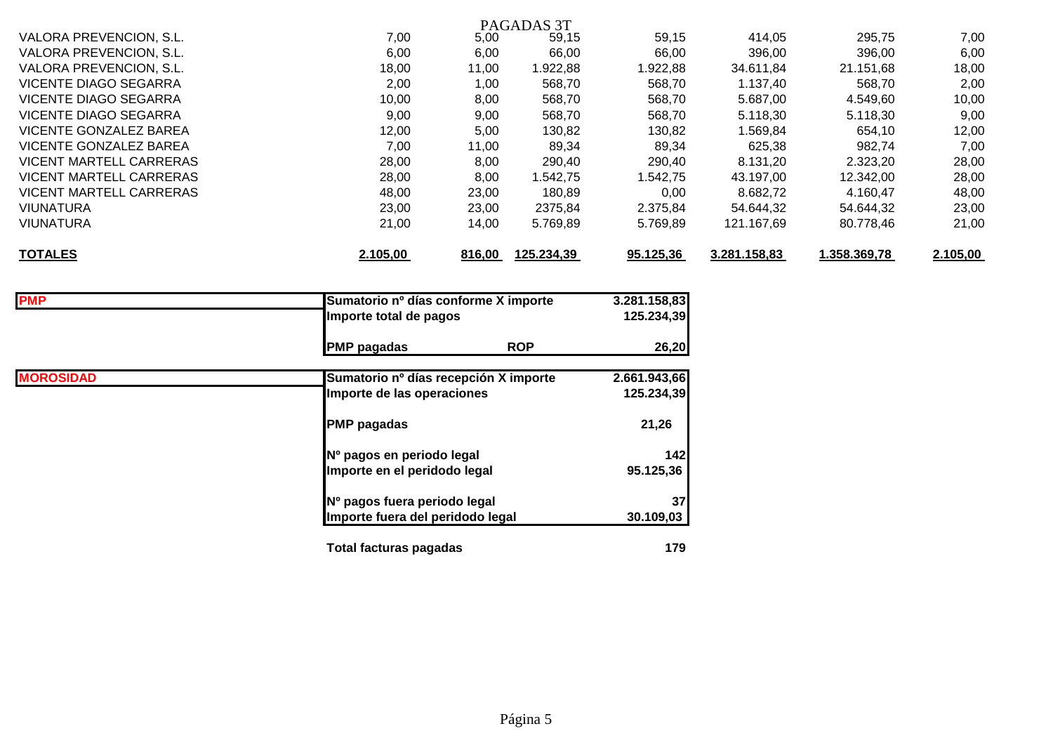PAGADAS 3T

| | | | | | | | |
|---|---|---|---|---|---|---|---|
| VALORA PREVENCION, S.L. | 7,00 | 5,00 | 59,15 | 59,15 | 414,05 | 295,75 | 7,00 |
| VALORA PREVENCION, S.L. | 6,00 | 6,00 | 66,00 | 66,00 | 396,00 | 396,00 | 6,00 |
| VALORA PREVENCION, S.L. | 18,00 | 11,00 | 1.922,88 | 1.922,88 | 34.611,84 | 21.151,68 | 18,00 |
| VICENTE DIAGO SEGARRA | 2,00 | 1,00 | 568,70 | 568,70 | 1.137,40 | 568,70 | 2,00 |
| VICENTE DIAGO SEGARRA | 10,00 | 8,00 | 568,70 | 568,70 | 5.687,00 | 4.549,60 | 10,00 |
| VICENTE DIAGO SEGARRA | 9,00 | 9,00 | 568,70 | 568,70 | 5.118,30 | 5.118,30 | 9,00 |
| VICENTE GONZALEZ BAREA | 12,00 | 5,00 | 130,82 | 130,82 | 1.569,84 | 654,10 | 12,00 |
| VICENTE GONZALEZ BAREA | 7,00 | 11,00 | 89,34 | 89,34 | 625,38 | 982,74 | 7,00 |
| VICENT MARTELL CARRERAS | 28,00 | 8,00 | 290,40 | 290,40 | 8.131,20 | 2.323,20 | 28,00 |
| VICENT MARTELL CARRERAS | 28,00 | 8,00 | 1.542,75 | 1.542,75 | 43.197,00 | 12.342,00 | 28,00 |
| VICENT MARTELL CARRERAS | 48,00 | 23,00 | 180,89 | 0,00 | 8.682,72 | 4.160,47 | 48,00 |
| VIUNATURA | 23,00 | 23,00 | 2375,84 | 2.375,84 | 54.644,32 | 54.644,32 | 23,00 |
| VIUNATURA | 21,00 | 14,00 | 5.769,89 | 5.769,89 | 121.167,69 | 80.778,46 | 21,00 |
| **TOTALES** | **2.105,00** | **816,00** | **125.234,39** | **95.125,36** | **3.281.158,83** | **1.358.369,78** | **2.105,00** |

| | | | |
|---|---|---|---|
| **PMP** | **Sumatorio nº días conforme X importe** | | **3.281.158,83** |
| | **Importe total de pagos** | | **125.234,39** |
| | **PMP pagadas** | **ROP** | **26,20** |

| | | |
|---|---|---|
| **MOROSIDAD** | **Sumatorio nº días recepción X importe** | **2.661.943,66** |
| | **Importe de las operaciones** | **125.234,39** |
| | **PMP pagadas** | **21,26** |
| | **Nº pagos en periodo legal** | **142** |
| | **Importe en el peridodo legal** | **95.125,36** |
| | **Nº pagos fuera periodo legal** | **37** |
| | **Importe fuera del peridodo legal** | **30.109,03** |
| | **Total facturas pagadas** | **179** |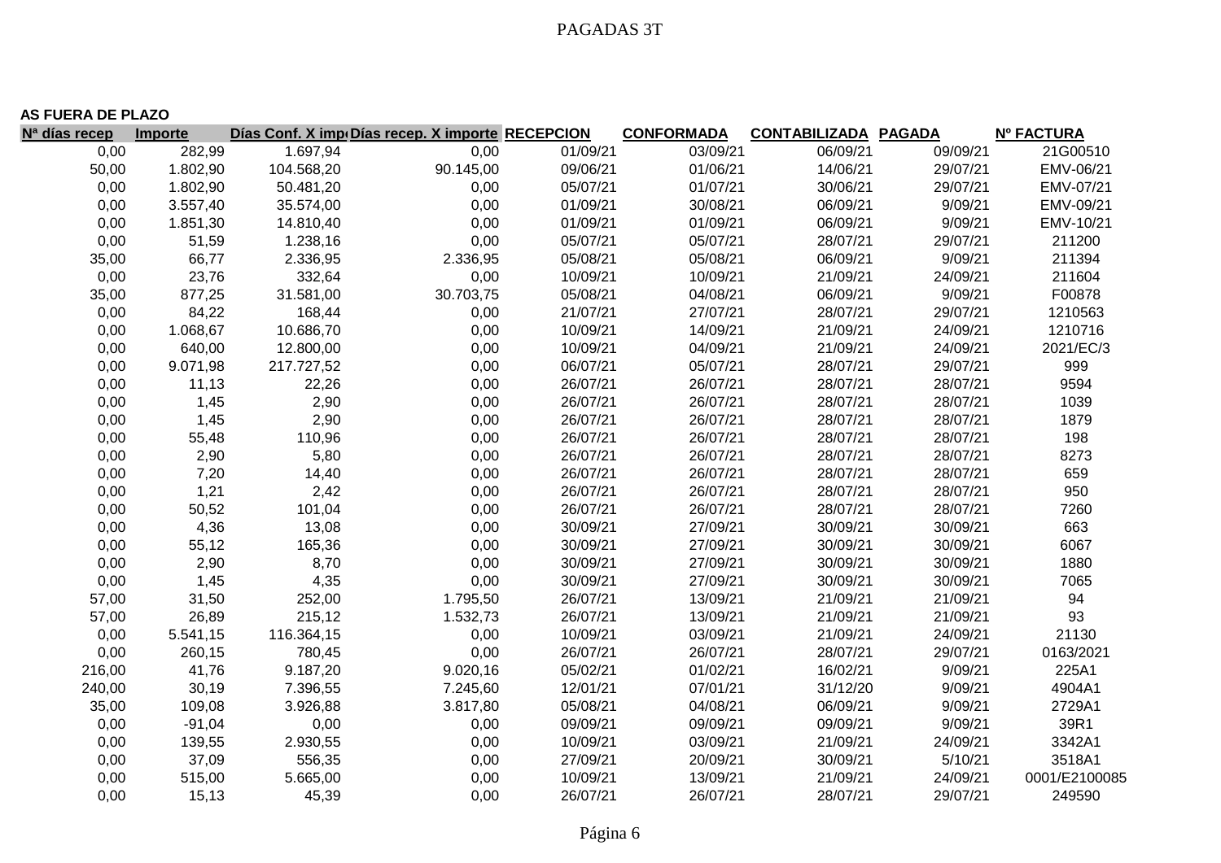# PAGADAS 3T

**AS FUERA DE PLAZO**

| Nª días recep | Importe | Días Conf. X impo | Días recep. X importe | RECEPCION | CONFORMADA | CONTABILIZADA | PAGADA | Nº FACTURA |
|---|---|---|---|---|---|---|---|---|
| 0,00 | 282,99 | 1.697,94 | 0,00 | 01/09/21 | 03/09/21 | 06/09/21 | 09/09/21 | 21G00510 |
| 50,00 | 1.802,90 | 104.568,20 | 90.145,00 | 09/06/21 | 01/06/21 | 14/06/21 | 29/07/21 | EMV-06/21 |
| 0,00 | 1.802,90 | 50.481,20 | 0,00 | 05/07/21 | 01/07/21 | 30/06/21 | 29/07/21 | EMV-07/21 |
| 0,00 | 3.557,40 | 35.574,00 | 0,00 | 01/09/21 | 30/08/21 | 06/09/21 | 9/09/21 | EMV-09/21 |
| 0,00 | 1.851,30 | 14.810,40 | 0,00 | 01/09/21 | 01/09/21 | 06/09/21 | 9/09/21 | EMV-10/21 |
| 0,00 | 51,59 | 1.238,16 | 0,00 | 05/07/21 | 05/07/21 | 28/07/21 | 29/07/21 | 211200 |
| 35,00 | 66,77 | 2.336,95 | 2.336,95 | 05/08/21 | 05/08/21 | 06/09/21 | 9/09/21 | 211394 |
| 0,00 | 23,76 | 332,64 | 0,00 | 10/09/21 | 10/09/21 | 21/09/21 | 24/09/21 | 211604 |
| 35,00 | 877,25 | 31.581,00 | 30.703,75 | 05/08/21 | 04/08/21 | 06/09/21 | 9/09/21 | F00878 |
| 0,00 | 84,22 | 168,44 | 0,00 | 21/07/21 | 27/07/21 | 28/07/21 | 29/07/21 | 1210563 |
| 0,00 | 1.068,67 | 10.686,70 | 0,00 | 10/09/21 | 14/09/21 | 21/09/21 | 24/09/21 | 1210716 |
| 0,00 | 640,00 | 12.800,00 | 0,00 | 10/09/21 | 04/09/21 | 21/09/21 | 24/09/21 | 2021/EC/3 |
| 0,00 | 9.071,98 | 217.727,52 | 0,00 | 06/07/21 | 05/07/21 | 28/07/21 | 29/07/21 | 999 |
| 0,00 | 11,13 | 22,26 | 0,00 | 26/07/21 | 26/07/21 | 28/07/21 | 28/07/21 | 9594 |
| 0,00 | 1,45 | 2,90 | 0,00 | 26/07/21 | 26/07/21 | 28/07/21 | 28/07/21 | 1039 |
| 0,00 | 1,45 | 2,90 | 0,00 | 26/07/21 | 26/07/21 | 28/07/21 | 28/07/21 | 1879 |
| 0,00 | 55,48 | 110,96 | 0,00 | 26/07/21 | 26/07/21 | 28/07/21 | 28/07/21 | 198 |
| 0,00 | 2,90 | 5,80 | 0,00 | 26/07/21 | 26/07/21 | 28/07/21 | 28/07/21 | 8273 |
| 0,00 | 7,20 | 14,40 | 0,00 | 26/07/21 | 26/07/21 | 28/07/21 | 28/07/21 | 659 |
| 0,00 | 1,21 | 2,42 | 0,00 | 26/07/21 | 26/07/21 | 28/07/21 | 28/07/21 | 950 |
| 0,00 | 50,52 | 101,04 | 0,00 | 26/07/21 | 26/07/21 | 28/07/21 | 28/07/21 | 7260 |
| 0,00 | 4,36 | 13,08 | 0,00 | 30/09/21 | 27/09/21 | 30/09/21 | 30/09/21 | 663 |
| 0,00 | 55,12 | 165,36 | 0,00 | 30/09/21 | 27/09/21 | 30/09/21 | 30/09/21 | 6067 |
| 0,00 | 2,90 | 8,70 | 0,00 | 30/09/21 | 27/09/21 | 30/09/21 | 30/09/21 | 1880 |
| 0,00 | 1,45 | 4,35 | 0,00 | 30/09/21 | 27/09/21 | 30/09/21 | 30/09/21 | 7065 |
| 57,00 | 31,50 | 252,00 | 1.795,50 | 26/07/21 | 13/09/21 | 21/09/21 | 21/09/21 | 94 |
| 57,00 | 26,89 | 215,12 | 1.532,73 | 26/07/21 | 13/09/21 | 21/09/21 | 21/09/21 | 93 |
| 0,00 | 5.541,15 | 116.364,15 | 0,00 | 10/09/21 | 03/09/21 | 21/09/21 | 24/09/21 | 21130 |
| 0,00 | 260,15 | 780,45 | 0,00 | 26/07/21 | 26/07/21 | 28/07/21 | 29/07/21 | 0163/2021 |
| 216,00 | 41,76 | 9.187,20 | 9.020,16 | 05/02/21 | 01/02/21 | 16/02/21 | 9/09/21 | 225A1 |
| 240,00 | 30,19 | 7.396,55 | 7.245,60 | 12/01/21 | 07/01/21 | 31/12/20 | 9/09/21 | 4904A1 |
| 35,00 | 109,08 | 3.926,88 | 3.817,80 | 05/08/21 | 04/08/21 | 06/09/21 | 9/09/21 | 2729A1 |
| 0,00 | -91,04 | 0,00 | 0,00 | 09/09/21 | 09/09/21 | 09/09/21 | 9/09/21 | 39R1 |
| 0,00 | 139,55 | 2.930,55 | 0,00 | 10/09/21 | 03/09/21 | 21/09/21 | 24/09/21 | 3342A1 |
| 0,00 | 37,09 | 556,35 | 0,00 | 27/09/21 | 20/09/21 | 30/09/21 | 5/10/21 | 3518A1 |
| 0,00 | 515,00 | 5.665,00 | 0,00 | 10/09/21 | 13/09/21 | 21/09/21 | 24/09/21 | 0001/E2100085 |
| 0,00 | 15,13 | 45,39 | 0,00 | 26/07/21 | 26/07/21 | 28/07/21 | 29/07/21 | 249590 |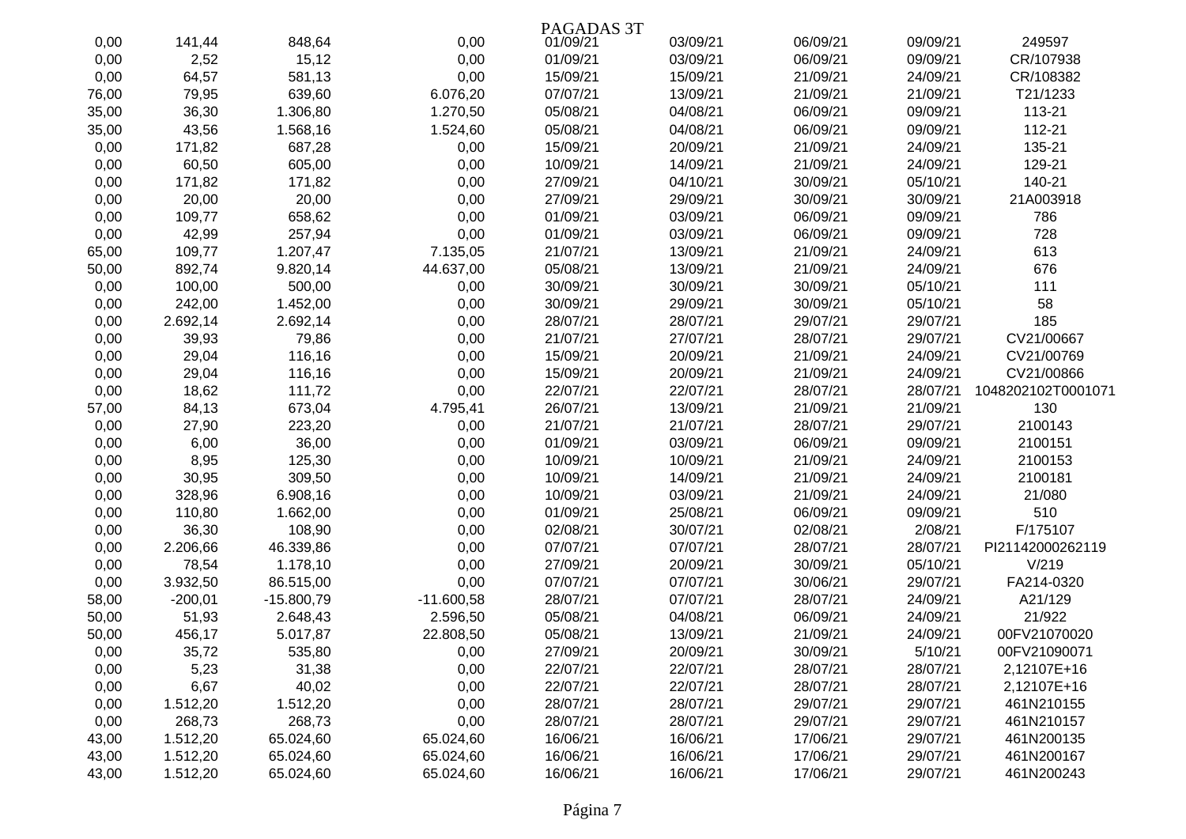PAGADAS 3T

| | | | | | | | | |
|---|---|---|---|---|---|---|---|---|
| 0,00 | 141,44 | 848,64 | 0,00 | 01/09/21 | 03/09/21 | 06/09/21 | 09/09/21 | 249597 |
| 0,00 | 2,52 | 15,12 | 0,00 | 01/09/21 | 03/09/21 | 06/09/21 | 09/09/21 | CR/107938 |
| 0,00 | 64,57 | 581,13 | 0,00 | 15/09/21 | 15/09/21 | 21/09/21 | 24/09/21 | CR/108382 |
| 76,00 | 79,95 | 639,60 | 6.076,20 | 07/07/21 | 13/09/21 | 21/09/21 | 21/09/21 | T21/1233 |
| 35,00 | 36,30 | 1.306,80 | 1.270,50 | 05/08/21 | 04/08/21 | 06/09/21 | 09/09/21 | 113-21 |
| 35,00 | 43,56 | 1.568,16 | 1.524,60 | 05/08/21 | 04/08/21 | 06/09/21 | 09/09/21 | 112-21 |
| 0,00 | 171,82 | 687,28 | 0,00 | 15/09/21 | 20/09/21 | 21/09/21 | 24/09/21 | 135-21 |
| 0,00 | 60,50 | 605,00 | 0,00 | 10/09/21 | 14/09/21 | 21/09/21 | 24/09/21 | 129-21 |
| 0,00 | 171,82 | 171,82 | 0,00 | 27/09/21 | 04/10/21 | 30/09/21 | 05/10/21 | 140-21 |
| 0,00 | 20,00 | 20,00 | 0,00 | 27/09/21 | 29/09/21 | 30/09/21 | 30/09/21 | 21A003918 |
| 0,00 | 109,77 | 658,62 | 0,00 | 01/09/21 | 03/09/21 | 06/09/21 | 09/09/21 | 786 |
| 0,00 | 42,99 | 257,94 | 0,00 | 01/09/21 | 03/09/21 | 06/09/21 | 09/09/21 | 728 |
| 65,00 | 109,77 | 1.207,47 | 7.135,05 | 21/07/21 | 13/09/21 | 21/09/21 | 24/09/21 | 613 |
| 50,00 | 892,74 | 9.820,14 | 44.637,00 | 05/08/21 | 13/09/21 | 21/09/21 | 24/09/21 | 676 |
| 0,00 | 100,00 | 500,00 | 0,00 | 30/09/21 | 30/09/21 | 30/09/21 | 05/10/21 | 111 |
| 0,00 | 242,00 | 1.452,00 | 0,00 | 30/09/21 | 29/09/21 | 30/09/21 | 05/10/21 | 58 |
| 0,00 | 2.692,14 | 2.692,14 | 0,00 | 28/07/21 | 28/07/21 | 29/07/21 | 29/07/21 | 185 |
| 0,00 | 39,93 | 79,86 | 0,00 | 21/07/21 | 27/07/21 | 28/07/21 | 29/07/21 | CV21/00667 |
| 0,00 | 29,04 | 116,16 | 0,00 | 15/09/21 | 20/09/21 | 21/09/21 | 24/09/21 | CV21/00769 |
| 0,00 | 29,04 | 116,16 | 0,00 | 15/09/21 | 20/09/21 | 21/09/21 | 24/09/21 | CV21/00866 |
| 0,00 | 18,62 | 111,72 | 0,00 | 22/07/21 | 22/07/21 | 28/07/21 | 28/07/21 | 1048202102T0001071 |
| 57,00 | 84,13 | 673,04 | 4.795,41 | 26/07/21 | 13/09/21 | 21/09/21 | 21/09/21 | 130 |
| 0,00 | 27,90 | 223,20 | 0,00 | 21/07/21 | 21/07/21 | 28/07/21 | 29/07/21 | 2100143 |
| 0,00 | 6,00 | 36,00 | 0,00 | 01/09/21 | 03/09/21 | 06/09/21 | 09/09/21 | 2100151 |
| 0,00 | 8,95 | 125,30 | 0,00 | 10/09/21 | 10/09/21 | 21/09/21 | 24/09/21 | 2100153 |
| 0,00 | 30,95 | 309,50 | 0,00 | 10/09/21 | 14/09/21 | 21/09/21 | 24/09/21 | 2100181 |
| 0,00 | 328,96 | 6.908,16 | 0,00 | 10/09/21 | 03/09/21 | 21/09/21 | 24/09/21 | 21/080 |
| 0,00 | 110,80 | 1.662,00 | 0,00 | 01/09/21 | 25/08/21 | 06/09/21 | 09/09/21 | 510 |
| 0,00 | 36,30 | 108,90 | 0,00 | 02/08/21 | 30/07/21 | 02/08/21 | 2/08/21 | F/175107 |
| 0,00 | 2.206,66 | 46.339,86 | 0,00 | 07/07/21 | 07/07/21 | 28/07/21 | 28/07/21 | PI21142000262119 |
| 0,00 | 78,54 | 1.178,10 | 0,00 | 27/09/21 | 20/09/21 | 30/09/21 | 05/10/21 | V/219 |
| 0,00 | 3.932,50 | 86.515,00 | 0,00 | 07/07/21 | 07/07/21 | 30/06/21 | 29/07/21 | FA214-0320 |
| 58,00 | -200,01 | -15.800,79 | -11.600,58 | 28/07/21 | 07/07/21 | 28/07/21 | 24/09/21 | A21/129 |
| 50,00 | 51,93 | 2.648,43 | 2.596,50 | 05/08/21 | 04/08/21 | 06/09/21 | 24/09/21 | 21/922 |
| 50,00 | 456,17 | 5.017,87 | 22.808,50 | 05/08/21 | 13/09/21 | 21/09/21 | 24/09/21 | 00FV21070020 |
| 0,00 | 35,72 | 535,80 | 0,00 | 27/09/21 | 20/09/21 | 30/09/21 | 5/10/21 | 00FV21090071 |
| 0,00 | 5,23 | 31,38 | 0,00 | 22/07/21 | 22/07/21 | 28/07/21 | 28/07/21 | 2,12107E+16 |
| 0,00 | 6,67 | 40,02 | 0,00 | 22/07/21 | 22/07/21 | 28/07/21 | 28/07/21 | 2,12107E+16 |
| 0,00 | 1.512,20 | 1.512,20 | 0,00 | 28/07/21 | 28/07/21 | 29/07/21 | 29/07/21 | 461N210155 |
| 0,00 | 268,73 | 268,73 | 0,00 | 28/07/21 | 28/07/21 | 29/07/21 | 29/07/21 | 461N210157 |
| 43,00 | 1.512,20 | 65.024,60 | 65.024,60 | 16/06/21 | 16/06/21 | 17/06/21 | 29/07/21 | 461N200135 |
| 43,00 | 1.512,20 | 65.024,60 | 65.024,60 | 16/06/21 | 16/06/21 | 17/06/21 | 29/07/21 | 461N200167 |
| 43,00 | 1.512,20 | 65.024,60 | 65.024,60 | 16/06/21 | 16/06/21 | 17/06/21 | 29/07/21 | 461N200243 |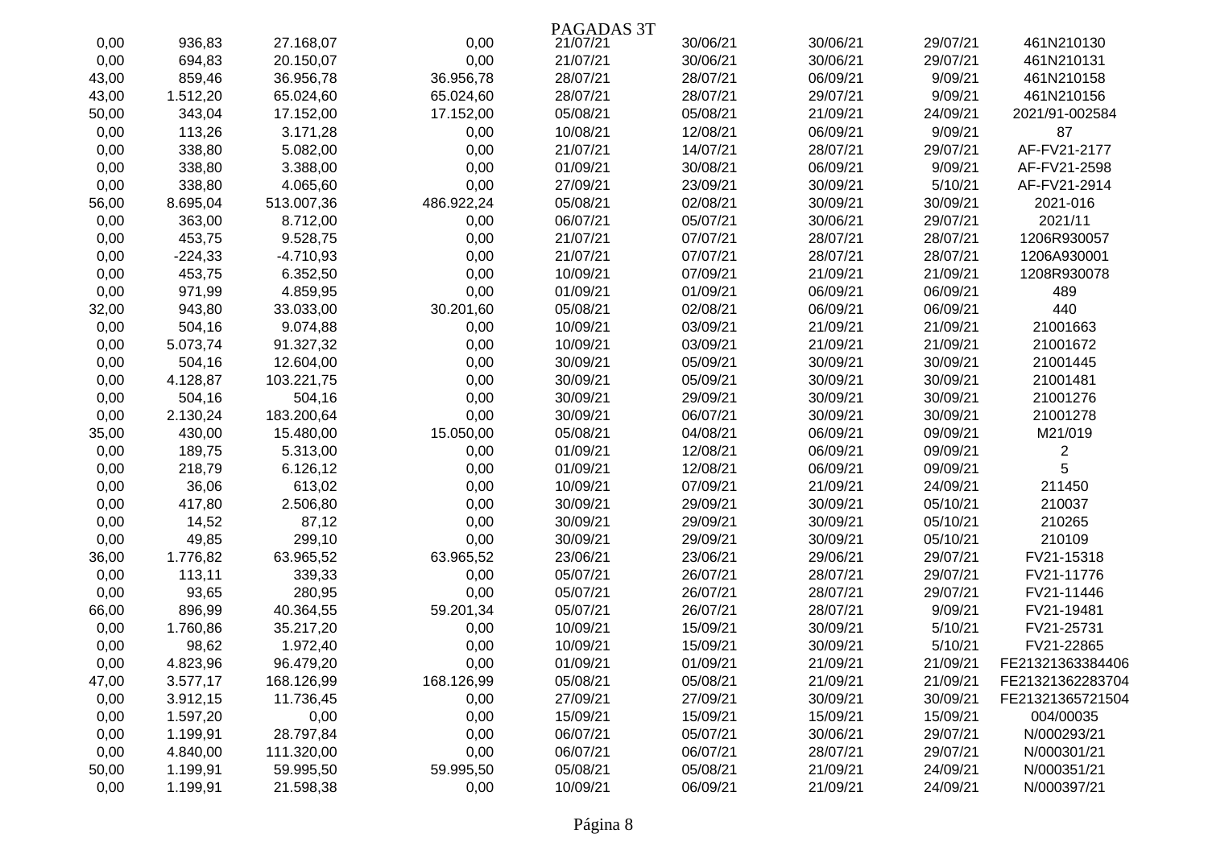# PAGADAS 3T

| | | | | | | | | |
|---|---|---|---|---|---|---|---|---|
| 0,00 | 936,83 | 27.168,07 | 0,00 | 21/07/21 | 30/06/21 | 30/06/21 | 29/07/21 | 461N210130 |
| 0,00 | 694,83 | 20.150,07 | 0,00 | 21/07/21 | 30/06/21 | 30/06/21 | 29/07/21 | 461N210131 |
| 43,00 | 859,46 | 36.956,78 | 36.956,78 | 28/07/21 | 28/07/21 | 06/09/21 | 9/09/21 | 461N210158 |
| 43,00 | 1.512,20 | 65.024,60 | 65.024,60 | 28/07/21 | 28/07/21 | 29/07/21 | 9/09/21 | 461N210156 |
| 50,00 | 343,04 | 17.152,00 | 17.152,00 | 05/08/21 | 05/08/21 | 21/09/21 | 24/09/21 | 2021/91-002584 |
| 0,00 | 113,26 | 3.171,28 | 0,00 | 10/08/21 | 12/08/21 | 06/09/21 | 9/09/21 | 87 |
| 0,00 | 338,80 | 5.082,00 | 0,00 | 21/07/21 | 14/07/21 | 28/07/21 | 29/07/21 | AF-FV21-2177 |
| 0,00 | 338,80 | 3.388,00 | 0,00 | 01/09/21 | 30/08/21 | 06/09/21 | 9/09/21 | AF-FV21-2598 |
| 0,00 | 338,80 | 4.065,60 | 0,00 | 27/09/21 | 23/09/21 | 30/09/21 | 5/10/21 | AF-FV21-2914 |
| 56,00 | 8.695,04 | 513.007,36 | 486.922,24 | 05/08/21 | 02/08/21 | 30/09/21 | 30/09/21 | 2021-016 |
| 0,00 | 363,00 | 8.712,00 | 0,00 | 06/07/21 | 05/07/21 | 30/06/21 | 29/07/21 | 2021/11 |
| 0,00 | 453,75 | 9.528,75 | 0,00 | 21/07/21 | 07/07/21 | 28/07/21 | 28/07/21 | 1206R930057 |
| 0,00 | -224,33 | -4.710,93 | 0,00 | 21/07/21 | 07/07/21 | 28/07/21 | 28/07/21 | 1206A930001 |
| 0,00 | 453,75 | 6.352,50 | 0,00 | 10/09/21 | 07/09/21 | 21/09/21 | 21/09/21 | 1208R930078 |
| 0,00 | 971,99 | 4.859,95 | 0,00 | 01/09/21 | 01/09/21 | 06/09/21 | 06/09/21 | 489 |
| 32,00 | 943,80 | 33.033,00 | 30.201,60 | 05/08/21 | 02/08/21 | 06/09/21 | 06/09/21 | 440 |
| 0,00 | 504,16 | 9.074,88 | 0,00 | 10/09/21 | 03/09/21 | 21/09/21 | 21/09/21 | 21001663 |
| 0,00 | 5.073,74 | 91.327,32 | 0,00 | 10/09/21 | 03/09/21 | 21/09/21 | 21/09/21 | 21001672 |
| 0,00 | 504,16 | 12.604,00 | 0,00 | 30/09/21 | 05/09/21 | 30/09/21 | 30/09/21 | 21001445 |
| 0,00 | 4.128,87 | 103.221,75 | 0,00 | 30/09/21 | 05/09/21 | 30/09/21 | 30/09/21 | 21001481 |
| 0,00 | 504,16 | 504,16 | 0,00 | 30/09/21 | 29/09/21 | 30/09/21 | 30/09/21 | 21001276 |
| 0,00 | 2.130,24 | 183.200,64 | 0,00 | 30/09/21 | 06/07/21 | 30/09/21 | 30/09/21 | 21001278 |
| 35,00 | 430,00 | 15.480,00 | 15.050,00 | 05/08/21 | 04/08/21 | 06/09/21 | 09/09/21 | M21/019 |
| 0,00 | 189,75 | 5.313,00 | 0,00 | 01/09/21 | 12/08/21 | 06/09/21 | 09/09/21 | 2 |
| 0,00 | 218,79 | 6.126,12 | 0,00 | 01/09/21 | 12/08/21 | 06/09/21 | 09/09/21 | 5 |
| 0,00 | 36,06 | 613,02 | 0,00 | 10/09/21 | 07/09/21 | 21/09/21 | 24/09/21 | 211450 |
| 0,00 | 417,80 | 2.506,80 | 0,00 | 30/09/21 | 29/09/21 | 30/09/21 | 05/10/21 | 210037 |
| 0,00 | 14,52 | 87,12 | 0,00 | 30/09/21 | 29/09/21 | 30/09/21 | 05/10/21 | 210265 |
| 0,00 | 49,85 | 299,10 | 0,00 | 30/09/21 | 29/09/21 | 30/09/21 | 05/10/21 | 210109 |
| 36,00 | 1.776,82 | 63.965,52 | 63.965,52 | 23/06/21 | 23/06/21 | 29/06/21 | 29/07/21 | FV21-15318 |
| 0,00 | 113,11 | 339,33 | 0,00 | 05/07/21 | 26/07/21 | 28/07/21 | 29/07/21 | FV21-11776 |
| 0,00 | 93,65 | 280,95 | 0,00 | 05/07/21 | 26/07/21 | 28/07/21 | 29/07/21 | FV21-11446 |
| 66,00 | 896,99 | 40.364,55 | 59.201,34 | 05/07/21 | 26/07/21 | 28/07/21 | 9/09/21 | FV21-19481 |
| 0,00 | 1.760,86 | 35.217,20 | 0,00 | 10/09/21 | 15/09/21 | 30/09/21 | 5/10/21 | FV21-25731 |
| 0,00 | 98,62 | 1.972,40 | 0,00 | 10/09/21 | 15/09/21 | 30/09/21 | 5/10/21 | FV21-22865 |
| 0,00 | 4.823,96 | 96.479,20 | 0,00 | 01/09/21 | 01/09/21 | 21/09/21 | 21/09/21 | FE21321363384406 |
| 47,00 | 3.577,17 | 168.126,99 | 168.126,99 | 05/08/21 | 05/08/21 | 21/09/21 | 21/09/21 | FE21321362283704 |
| 0,00 | 3.912,15 | 11.736,45 | 0,00 | 27/09/21 | 27/09/21 | 30/09/21 | 30/09/21 | FE21321365721504 |
| 0,00 | 1.597,20 | 0,00 | 0,00 | 15/09/21 | 15/09/21 | 15/09/21 | 15/09/21 | 004/00035 |
| 0,00 | 1.199,91 | 28.797,84 | 0,00 | 06/07/21 | 05/07/21 | 30/06/21 | 29/07/21 | N/000293/21 |
| 0,00 | 4.840,00 | 111.320,00 | 0,00 | 06/07/21 | 06/07/21 | 28/07/21 | 29/07/21 | N/000301/21 |
| 50,00 | 1.199,91 | 59.995,50 | 59.995,50 | 05/08/21 | 05/08/21 | 21/09/21 | 24/09/21 | N/000351/21 |
| 0,00 | 1.199,91 | 21.598,38 | 0,00 | 10/09/21 | 06/09/21 | 21/09/21 | 24/09/21 | N/000397/21 |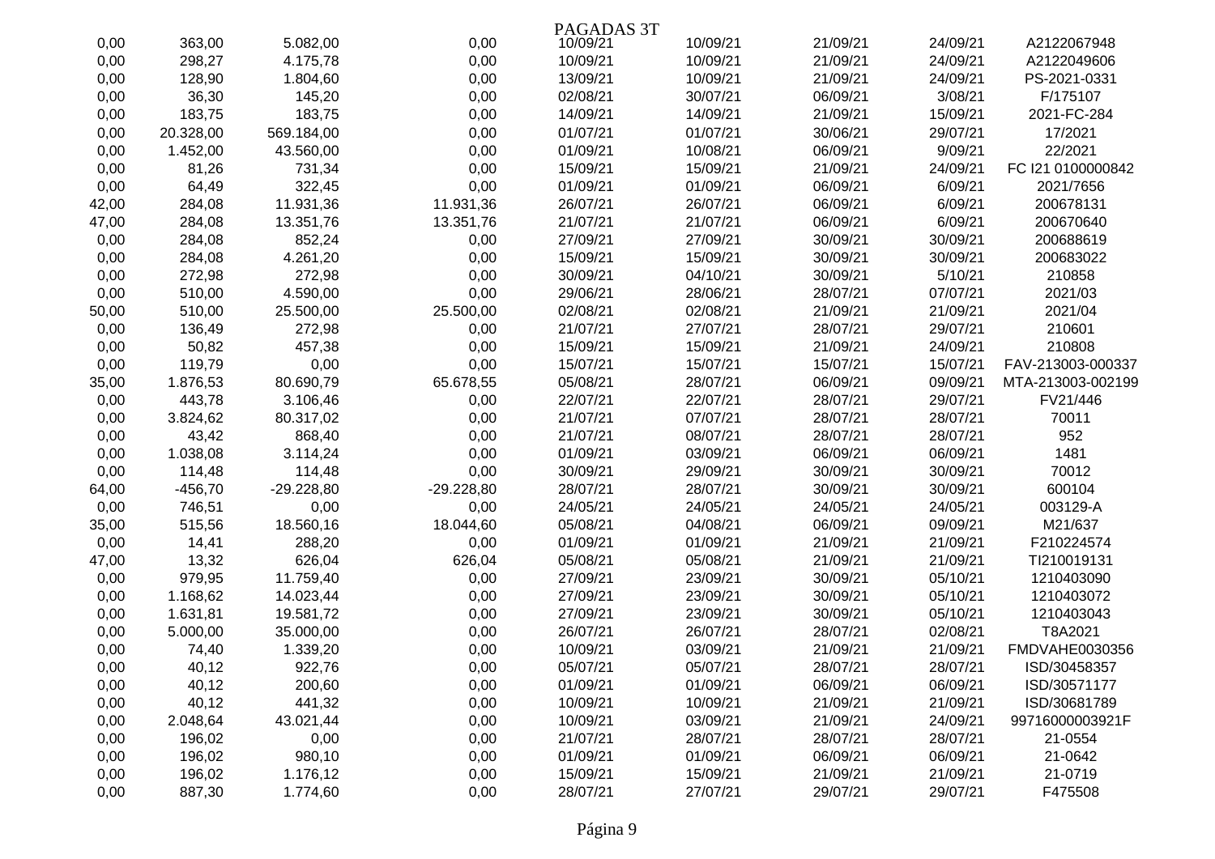PAGADAS 3T

| | | | | | | | | |
|---|---|---|---|---|---|---|---|---|
| 0,00 | 363,00 | 5.082,00 | 0,00 | 10/09/21 | 10/09/21 | 21/09/21 | 24/09/21 | A2122067948 |
| 0,00 | 298,27 | 4.175,78 | 0,00 | 10/09/21 | 10/09/21 | 21/09/21 | 24/09/21 | A2122049606 |
| 0,00 | 128,90 | 1.804,60 | 0,00 | 13/09/21 | 10/09/21 | 21/09/21 | 24/09/21 | PS-2021-0331 |
| 0,00 | 36,30 | 145,20 | 0,00 | 02/08/21 | 30/07/21 | 06/09/21 | 3/08/21 | F/175107 |
| 0,00 | 183,75 | 183,75 | 0,00 | 14/09/21 | 14/09/21 | 21/09/21 | 15/09/21 | 2021-FC-284 |
| 0,00 | 20.328,00 | 569.184,00 | 0,00 | 01/07/21 | 01/07/21 | 30/06/21 | 29/07/21 | 17/2021 |
| 0,00 | 1.452,00 | 43.560,00 | 0,00 | 01/09/21 | 10/08/21 | 06/09/21 | 9/09/21 | 22/2021 |
| 0,00 | 81,26 | 731,34 | 0,00 | 15/09/21 | 15/09/21 | 21/09/21 | 24/09/21 | FC I21 0100000842 |
| 0,00 | 64,49 | 322,45 | 0,00 | 01/09/21 | 01/09/21 | 06/09/21 | 6/09/21 | 2021/7656 |
| 42,00 | 284,08 | 11.931,36 | 11.931,36 | 26/07/21 | 26/07/21 | 06/09/21 | 6/09/21 | 200678131 |
| 47,00 | 284,08 | 13.351,76 | 13.351,76 | 21/07/21 | 21/07/21 | 06/09/21 | 6/09/21 | 200670640 |
| 0,00 | 284,08 | 852,24 | 0,00 | 27/09/21 | 27/09/21 | 30/09/21 | 30/09/21 | 200688619 |
| 0,00 | 284,08 | 4.261,20 | 0,00 | 15/09/21 | 15/09/21 | 30/09/21 | 30/09/21 | 200683022 |
| 0,00 | 272,98 | 272,98 | 0,00 | 30/09/21 | 04/10/21 | 30/09/21 | 5/10/21 | 210858 |
| 0,00 | 510,00 | 4.590,00 | 0,00 | 29/06/21 | 28/06/21 | 28/07/21 | 07/07/21 | 2021/03 |
| 50,00 | 510,00 | 25.500,00 | 25.500,00 | 02/08/21 | 02/08/21 | 21/09/21 | 21/09/21 | 2021/04 |
| 0,00 | 136,49 | 272,98 | 0,00 | 21/07/21 | 27/07/21 | 28/07/21 | 29/07/21 | 210601 |
| 0,00 | 50,82 | 457,38 | 0,00 | 15/09/21 | 15/09/21 | 21/09/21 | 24/09/21 | 210808 |
| 0,00 | 119,79 | 0,00 | 0,00 | 15/07/21 | 15/07/21 | 15/07/21 | 15/07/21 | FAV-213003-000337 |
| 35,00 | 1.876,53 | 80.690,79 | 65.678,55 | 05/08/21 | 28/07/21 | 06/09/21 | 09/09/21 | MTA-213003-002199 |
| 0,00 | 443,78 | 3.106,46 | 0,00 | 22/07/21 | 22/07/21 | 28/07/21 | 29/07/21 | FV21/446 |
| 0,00 | 3.824,62 | 80.317,02 | 0,00 | 21/07/21 | 07/07/21 | 28/07/21 | 28/07/21 | 70011 |
| 0,00 | 43,42 | 868,40 | 0,00 | 21/07/21 | 08/07/21 | 28/07/21 | 28/07/21 | 952 |
| 0,00 | 1.038,08 | 3.114,24 | 0,00 | 01/09/21 | 03/09/21 | 06/09/21 | 06/09/21 | 1481 |
| 0,00 | 114,48 | 114,48 | 0,00 | 30/09/21 | 29/09/21 | 30/09/21 | 30/09/21 | 70012 |
| 64,00 | -456,70 | -29.228,80 | -29.228,80 | 28/07/21 | 28/07/21 | 30/09/21 | 30/09/21 | 600104 |
| 0,00 | 746,51 | 0,00 | 0,00 | 24/05/21 | 24/05/21 | 24/05/21 | 24/05/21 | 003129-A |
| 35,00 | 515,56 | 18.560,16 | 18.044,60 | 05/08/21 | 04/08/21 | 06/09/21 | 09/09/21 | M21/637 |
| 0,00 | 14,41 | 288,20 | 0,00 | 01/09/21 | 01/09/21 | 21/09/21 | 21/09/21 | F210224574 |
| 47,00 | 13,32 | 626,04 | 626,04 | 05/08/21 | 05/08/21 | 21/09/21 | 21/09/21 | TI210019131 |
| 0,00 | 979,95 | 11.759,40 | 0,00 | 27/09/21 | 23/09/21 | 30/09/21 | 05/10/21 | 1210403090 |
| 0,00 | 1.168,62 | 14.023,44 | 0,00 | 27/09/21 | 23/09/21 | 30/09/21 | 05/10/21 | 1210403072 |
| 0,00 | 1.631,81 | 19.581,72 | 0,00 | 27/09/21 | 23/09/21 | 30/09/21 | 05/10/21 | 1210403043 |
| 0,00 | 5.000,00 | 35.000,00 | 0,00 | 26/07/21 | 26/07/21 | 28/07/21 | 02/08/21 | T8A2021 |
| 0,00 | 74,40 | 1.339,20 | 0,00 | 10/09/21 | 03/09/21 | 21/09/21 | 21/09/21 | FMDVAHE0030356 |
| 0,00 | 40,12 | 922,76 | 0,00 | 05/07/21 | 05/07/21 | 28/07/21 | 28/07/21 | ISD/30458357 |
| 0,00 | 40,12 | 200,60 | 0,00 | 01/09/21 | 01/09/21 | 06/09/21 | 06/09/21 | ISD/30571177 |
| 0,00 | 40,12 | 441,32 | 0,00 | 10/09/21 | 10/09/21 | 21/09/21 | 21/09/21 | ISD/30681789 |
| 0,00 | 2.048,64 | 43.021,44 | 0,00 | 10/09/21 | 03/09/21 | 21/09/21 | 24/09/21 | 99716000003921F |
| 0,00 | 196,02 | 0,00 | 0,00 | 21/07/21 | 28/07/21 | 28/07/21 | 28/07/21 | 21-0554 |
| 0,00 | 196,02 | 980,10 | 0,00 | 01/09/21 | 01/09/21 | 06/09/21 | 06/09/21 | 21-0642 |
| 0,00 | 196,02 | 1.176,12 | 0,00 | 15/09/21 | 15/09/21 | 21/09/21 | 21/09/21 | 21-0719 |
| 0,00 | 887,30 | 1.774,60 | 0,00 | 28/07/21 | 27/07/21 | 29/07/21 | 29/07/21 | F475508 |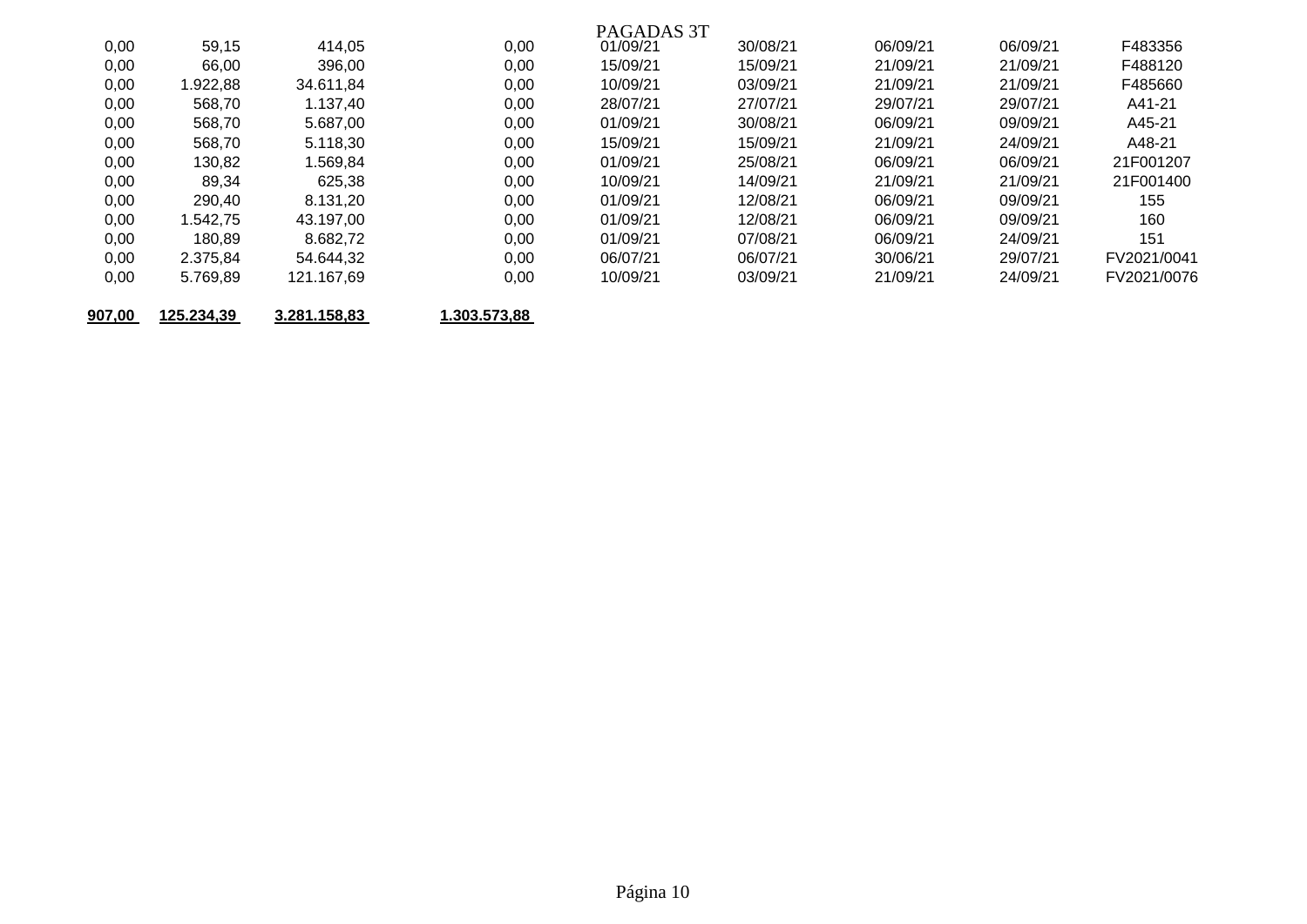PAGADAS 3T

| | | | | | | | | |
|---|---|---|---|---|---|---|---|---|
| 0,00 | 59,15 | 414,05 | 0,00 | 01/09/21 | 30/08/21 | 06/09/21 | 06/09/21 | F483356 |
| 0,00 | 66,00 | 396,00 | 0,00 | 15/09/21 | 15/09/21 | 21/09/21 | 21/09/21 | F488120 |
| 0,00 | 1.922,88 | 34.611,84 | 0,00 | 10/09/21 | 03/09/21 | 21/09/21 | 21/09/21 | F485660 |
| 0,00 | 568,70 | 1.137,40 | 0,00 | 28/07/21 | 27/07/21 | 29/07/21 | 29/07/21 | A41-21 |
| 0,00 | 568,70 | 5.687,00 | 0,00 | 01/09/21 | 30/08/21 | 06/09/21 | 09/09/21 | A45-21 |
| 0,00 | 568,70 | 5.118,30 | 0,00 | 15/09/21 | 15/09/21 | 21/09/21 | 24/09/21 | A48-21 |
| 0,00 | 130,82 | 1.569,84 | 0,00 | 01/09/21 | 25/08/21 | 06/09/21 | 06/09/21 | 21F001207 |
| 0,00 | 89,34 | 625,38 | 0,00 | 10/09/21 | 14/09/21 | 21/09/21 | 21/09/21 | 21F001400 |
| 0,00 | 290,40 | 8.131,20 | 0,00 | 01/09/21 | 12/08/21 | 06/09/21 | 09/09/21 | 155 |
| 0,00 | 1.542,75 | 43.197,00 | 0,00 | 01/09/21 | 12/08/21 | 06/09/21 | 09/09/21 | 160 |
| 0,00 | 180,89 | 8.682,72 | 0,00 | 01/09/21 | 07/08/21 | 06/09/21 | 24/09/21 | 151 |
| 0,00 | 2.375,84 | 54.644,32 | 0,00 | 06/07/21 | 06/07/21 | 30/06/21 | 29/07/21 | FV2021/0041 |
| 0,00 | 5.769,89 | 121.167,69 | 0,00 | 10/09/21 | 03/09/21 | 21/09/21 | 24/09/21 | FV2021/0076 |
| **907,00** | **125.234,39** | **3.281.158,83** | **1.303.573,88** | | | | | |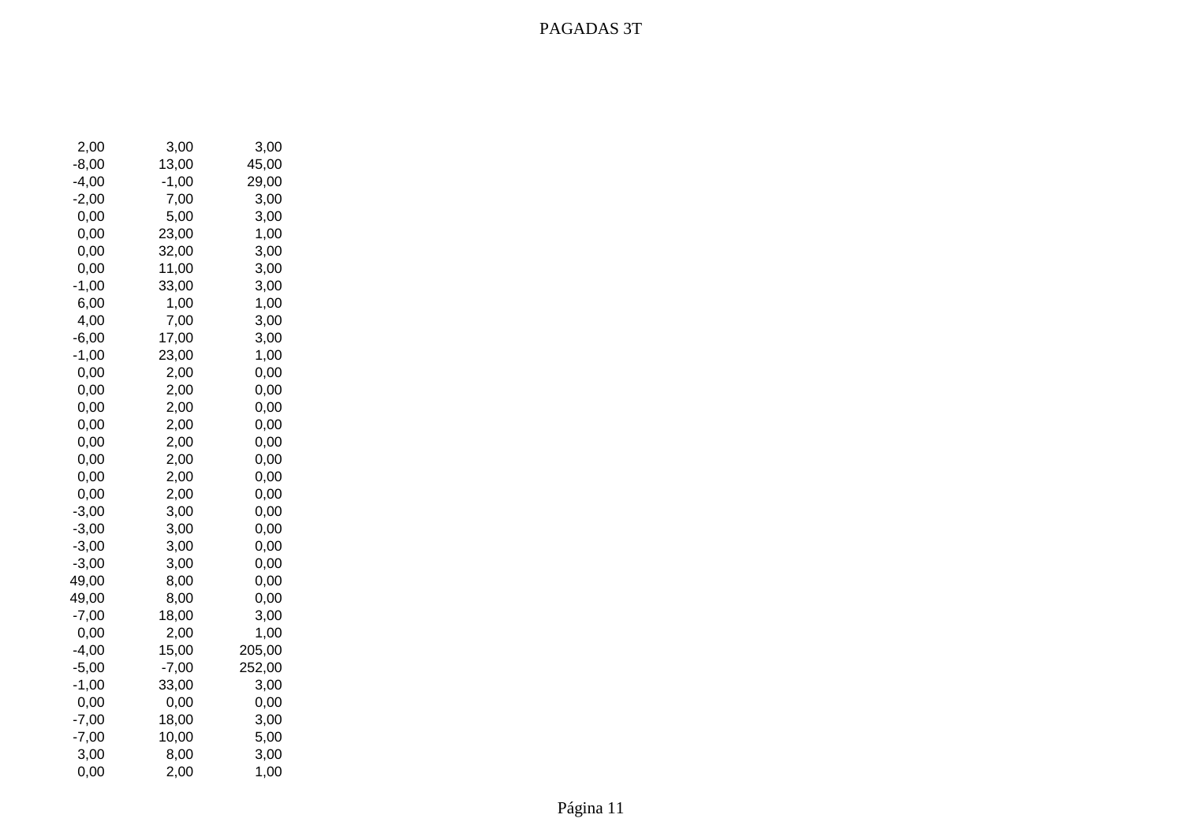PAGADAS 3T

| | | |
|---|---|---|
| 2,00 | 3,00 | 3,00 |
| -8,00 | 13,00 | 45,00 |
| -4,00 | -1,00 | 29,00 |
| -2,00 | 7,00 | 3,00 |
| 0,00 | 5,00 | 3,00 |
| 0,00 | 23,00 | 1,00 |
| 0,00 | 32,00 | 3,00 |
| 0,00 | 11,00 | 3,00 |
| -1,00 | 33,00 | 3,00 |
| 6,00 | 1,00 | 1,00 |
| 4,00 | 7,00 | 3,00 |
| -6,00 | 17,00 | 3,00 |
| -1,00 | 23,00 | 1,00 |
| 0,00 | 2,00 | 0,00 |
| 0,00 | 2,00 | 0,00 |
| 0,00 | 2,00 | 0,00 |
| 0,00 | 2,00 | 0,00 |
| 0,00 | 2,00 | 0,00 |
| 0,00 | 2,00 | 0,00 |
| 0,00 | 2,00 | 0,00 |
| 0,00 | 2,00 | 0,00 |
| -3,00 | 3,00 | 0,00 |
| -3,00 | 3,00 | 0,00 |
| -3,00 | 3,00 | 0,00 |
| -3,00 | 3,00 | 0,00 |
| 49,00 | 8,00 | 0,00 |
| 49,00 | 8,00 | 0,00 |
| -7,00 | 18,00 | 3,00 |
| 0,00 | 2,00 | 1,00 |
| -4,00 | 15,00 | 205,00 |
| -5,00 | -7,00 | 252,00 |
| -1,00 | 33,00 | 3,00 |
| 0,00 | 0,00 | 0,00 |
| -7,00 | 18,00 | 3,00 |
| -7,00 | 10,00 | 5,00 |
| 3,00 | 8,00 | 3,00 |
| 0,00 | 2,00 | 1,00 |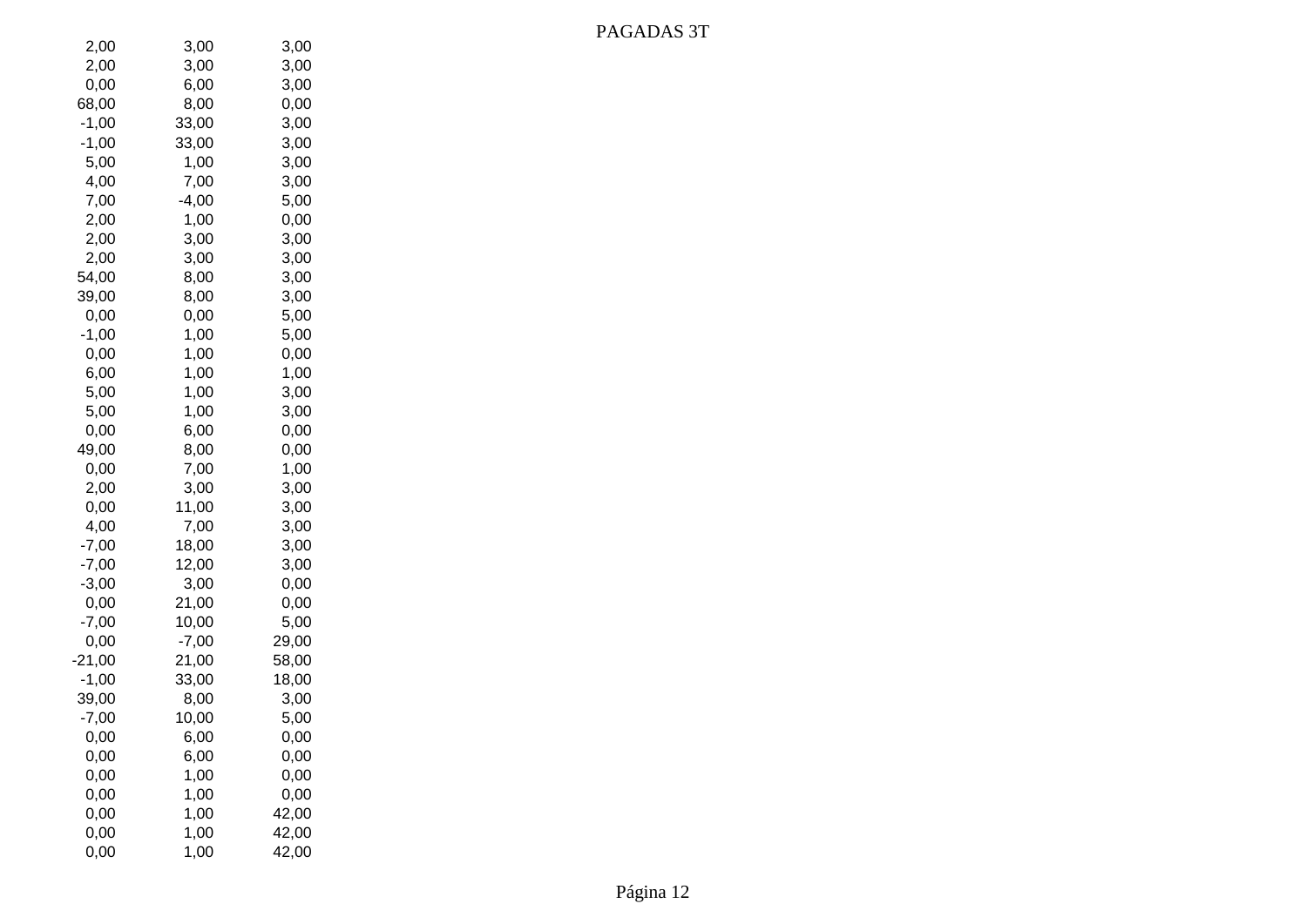PAGADAS 3T

| | | |
|---|---|---|
| 2,00 | 3,00 | 3,00 |
| 2,00 | 3,00 | 3,00 |
| 0,00 | 6,00 | 3,00 |
| 68,00 | 8,00 | 0,00 |
| -1,00 | 33,00 | 3,00 |
| -1,00 | 33,00 | 3,00 |
| 5,00 | 1,00 | 3,00 |
| 4,00 | 7,00 | 3,00 |
| 7,00 | -4,00 | 5,00 |
| 2,00 | 1,00 | 0,00 |
| 2,00 | 3,00 | 3,00 |
| 2,00 | 3,00 | 3,00 |
| 54,00 | 8,00 | 3,00 |
| 39,00 | 8,00 | 3,00 |
| 0,00 | 0,00 | 5,00 |
| -1,00 | 1,00 | 5,00 |
| 0,00 | 1,00 | 0,00 |
| 6,00 | 1,00 | 1,00 |
| 5,00 | 1,00 | 3,00 |
| 5,00 | 1,00 | 3,00 |
| 0,00 | 6,00 | 0,00 |
| 49,00 | 8,00 | 0,00 |
| 0,00 | 7,00 | 1,00 |
| 2,00 | 3,00 | 3,00 |
| 0,00 | 11,00 | 3,00 |
| 4,00 | 7,00 | 3,00 |
| -7,00 | 18,00 | 3,00 |
| -7,00 | 12,00 | 3,00 |
| -3,00 | 3,00 | 0,00 |
| 0,00 | 21,00 | 0,00 |
| -7,00 | 10,00 | 5,00 |
| 0,00 | -7,00 | 29,00 |
| -21,00 | 21,00 | 58,00 |
| -1,00 | 33,00 | 18,00 |
| 39,00 | 8,00 | 3,00 |
| -7,00 | 10,00 | 5,00 |
| 0,00 | 6,00 | 0,00 |
| 0,00 | 6,00 | 0,00 |
| 0,00 | 1,00 | 0,00 |
| 0,00 | 1,00 | 0,00 |
| 0,00 | 1,00 | 42,00 |
| 0,00 | 1,00 | 42,00 |
| 0,00 | 1,00 | 42,00 |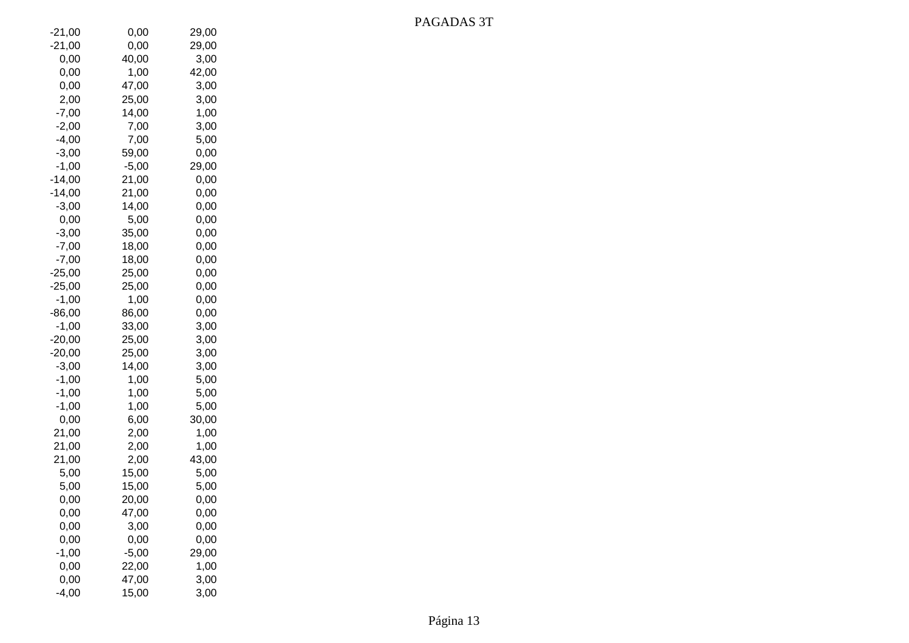PAGADAS 3T

| | | |
|---|---|---|
| -21,00 | 0,00 | 29,00 |
| -21,00 | 0,00 | 29,00 |
| 0,00 | 40,00 | 3,00 |
| 0,00 | 1,00 | 42,00 |
| 0,00 | 47,00 | 3,00 |
| 2,00 | 25,00 | 3,00 |
| -7,00 | 14,00 | 1,00 |
| -2,00 | 7,00 | 3,00 |
| -4,00 | 7,00 | 5,00 |
| -3,00 | 59,00 | 0,00 |
| -1,00 | -5,00 | 29,00 |
| -14,00 | 21,00 | 0,00 |
| -14,00 | 21,00 | 0,00 |
| -3,00 | 14,00 | 0,00 |
| 0,00 | 5,00 | 0,00 |
| -3,00 | 35,00 | 0,00 |
| -7,00 | 18,00 | 0,00 |
| -7,00 | 18,00 | 0,00 |
| -25,00 | 25,00 | 0,00 |
| -25,00 | 25,00 | 0,00 |
| -1,00 | 1,00 | 0,00 |
| -86,00 | 86,00 | 0,00 |
| -1,00 | 33,00 | 3,00 |
| -20,00 | 25,00 | 3,00 |
| -20,00 | 25,00 | 3,00 |
| -3,00 | 14,00 | 3,00 |
| -1,00 | 1,00 | 5,00 |
| -1,00 | 1,00 | 5,00 |
| -1,00 | 1,00 | 5,00 |
| 0,00 | 6,00 | 30,00 |
| 21,00 | 2,00 | 1,00 |
| 21,00 | 2,00 | 1,00 |
| 21,00 | 2,00 | 43,00 |
| 5,00 | 15,00 | 5,00 |
| 5,00 | 15,00 | 5,00 |
| 0,00 | 20,00 | 0,00 |
| 0,00 | 47,00 | 0,00 |
| 0,00 | 3,00 | 0,00 |
| 0,00 | 0,00 | 0,00 |
| -1,00 | -5,00 | 29,00 |
| 0,00 | 22,00 | 1,00 |
| 0,00 | 47,00 | 3,00 |
| -4,00 | 15,00 | 3,00 |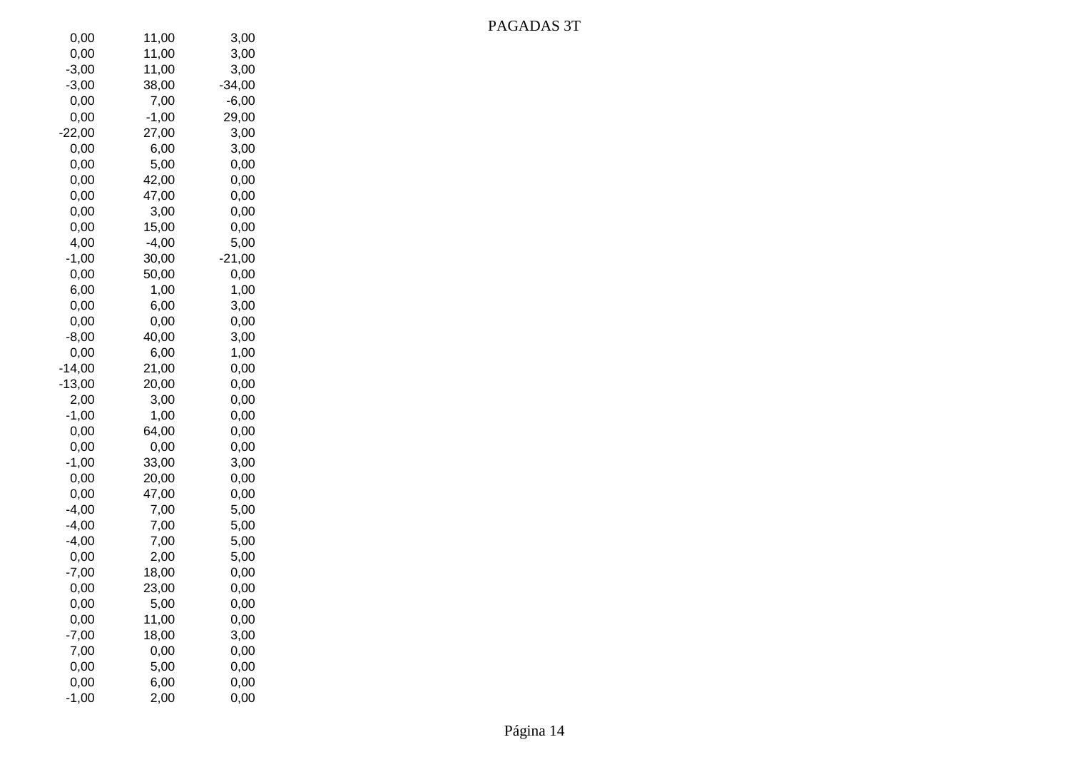PAGADAS 3T

| | | |
|---|---|---|
| 0,00 | 11,00 | 3,00 |
| 0,00 | 11,00 | 3,00 |
| -3,00 | 11,00 | 3,00 |
| -3,00 | 38,00 | -34,00 |
| 0,00 | 7,00 | -6,00 |
| 0,00 | -1,00 | 29,00 |
| -22,00 | 27,00 | 3,00 |
| 0,00 | 6,00 | 3,00 |
| 0,00 | 5,00 | 0,00 |
| 0,00 | 42,00 | 0,00 |
| 0,00 | 47,00 | 0,00 |
| 0,00 | 3,00 | 0,00 |
| 0,00 | 15,00 | 0,00 |
| 4,00 | -4,00 | 5,00 |
| -1,00 | 30,00 | -21,00 |
| 0,00 | 50,00 | 0,00 |
| 6,00 | 1,00 | 1,00 |
| 0,00 | 6,00 | 3,00 |
| 0,00 | 0,00 | 0,00 |
| -8,00 | 40,00 | 3,00 |
| 0,00 | 6,00 | 1,00 |
| -14,00 | 21,00 | 0,00 |
| -13,00 | 20,00 | 0,00 |
| 2,00 | 3,00 | 0,00 |
| -1,00 | 1,00 | 0,00 |
| 0,00 | 64,00 | 0,00 |
| 0,00 | 0,00 | 0,00 |
| -1,00 | 33,00 | 3,00 |
| 0,00 | 20,00 | 0,00 |
| 0,00 | 47,00 | 0,00 |
| -4,00 | 7,00 | 5,00 |
| -4,00 | 7,00 | 5,00 |
| -4,00 | 7,00 | 5,00 |
| 0,00 | 2,00 | 5,00 |
| -7,00 | 18,00 | 0,00 |
| 0,00 | 23,00 | 0,00 |
| 0,00 | 5,00 | 0,00 |
| 0,00 | 11,00 | 0,00 |
| -7,00 | 18,00 | 3,00 |
| 7,00 | 0,00 | 0,00 |
| 0,00 | 5,00 | 0,00 |
| 0,00 | 6,00 | 0,00 |
| -1,00 | 2,00 | 0,00 |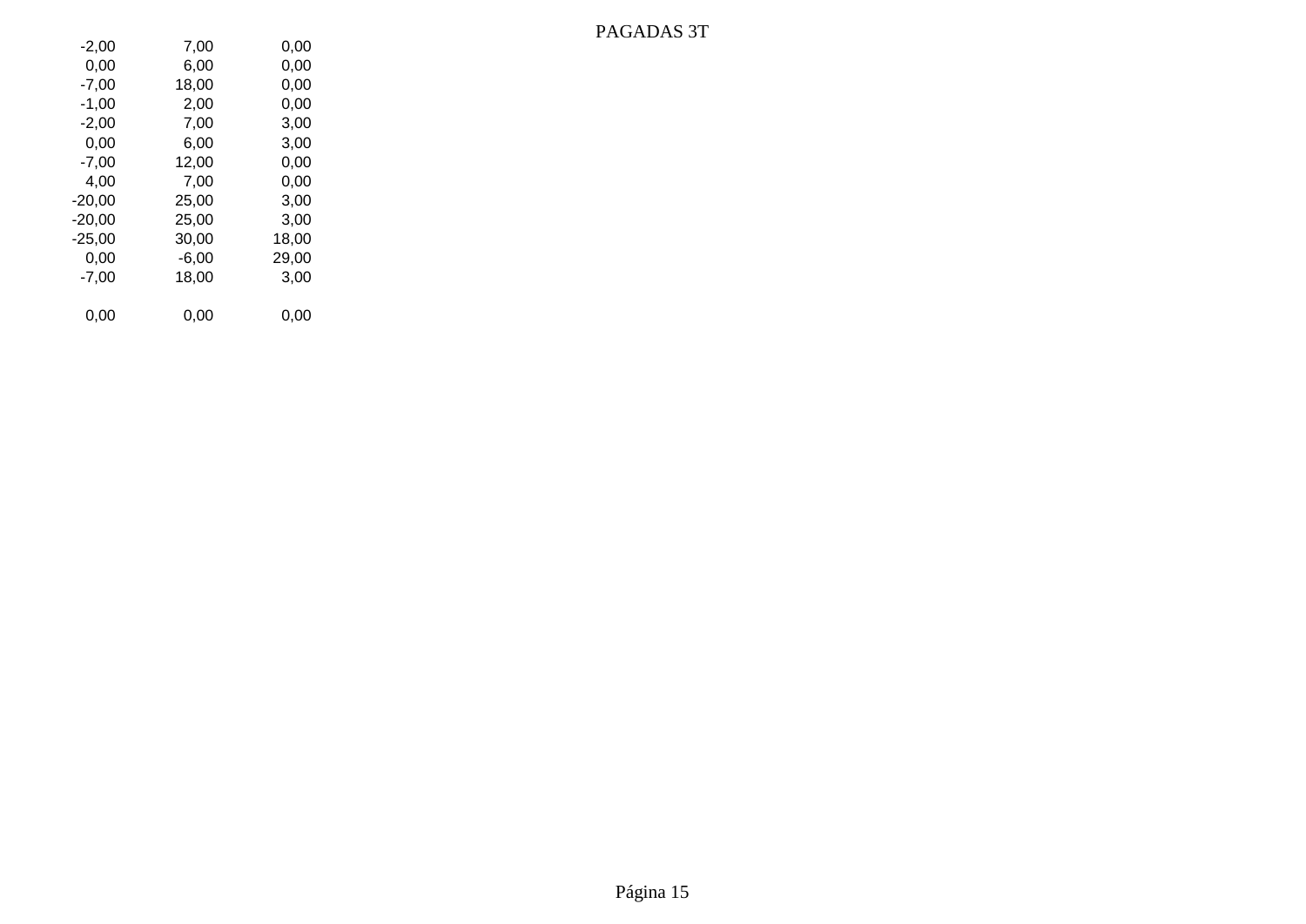PAGADAS 3T

| | | |
|---|---|---|
| -2,00 | 7,00 | 0,00 |
| 0,00 | 6,00 | 0,00 |
| -7,00 | 18,00 | 0,00 |
| -1,00 | 2,00 | 0,00 |
| -2,00 | 7,00 | 3,00 |
| 0,00 | 6,00 | 3,00 |
| -7,00 | 12,00 | 0,00 |
| 4,00 | 7,00 | 0,00 |
| -20,00 | 25,00 | 3,00 |
| -20,00 | 25,00 | 3,00 |
| -25,00 | 30,00 | 18,00 |
| 0,00 | -6,00 | 29,00 |
| -7,00 | 18,00 | 3,00 |
| | | |
| 0,00 | 0,00 | 0,00 |